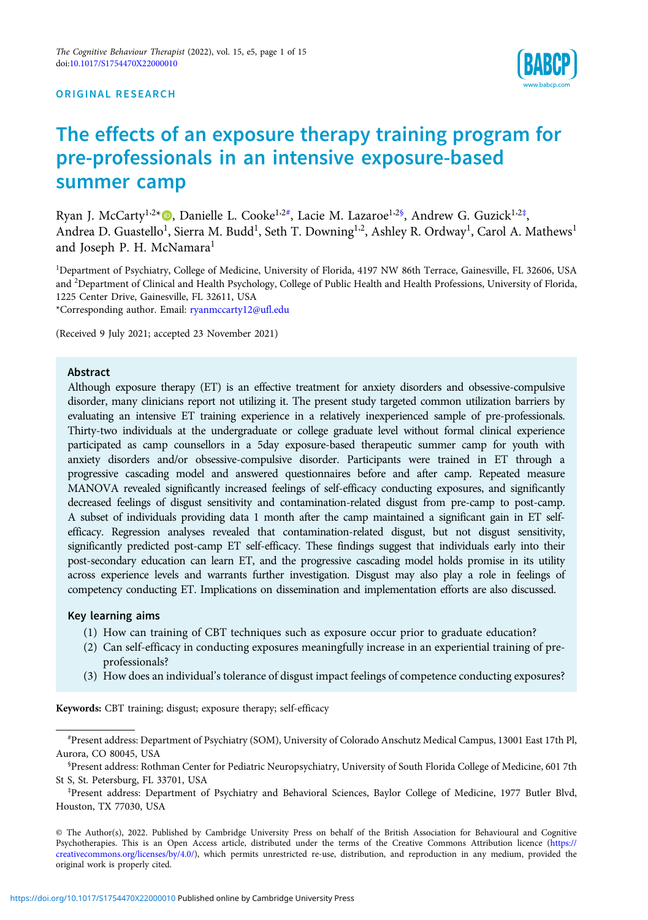ORIGINAL RESEARCH

# The effects of an exposure therapy training program for pre-professionals in an intensive exposure-based summer camp

Ryan J. McCarty[1,2*], Danielle L. Cooke[1,2#], Lacie M. Lazaroe[1,2§], Andrew G. Guzick[1,2‡], Andrea D. Guastello[1], Sierra M. Budd[1], Seth T. Downing[1,2], Ashley R. Ordway[1], Carol A. Mathews[1] and Joseph P. H. McNamara[1]

[1]Department of Psychiatry, College of Medicine, University of Florida, 4197 NW 86th Terrace, Gainesville, FL 32606, USA and [2]Department of Clinical and Health Psychology, College of Public Health and Health Professions, University of Florida, 1225 Center Drive, Gainesville, FL 32611, USA

*Corresponding author. Email: ryanmccarty12@ufl.edu

(Received 9 July 2021; accepted 23 November 2021)

## Abstract

Although exposure therapy (ET) is an effective treatment for anxiety disorders and obsessive-compulsive disorder, many clinicians report not utilizing it. The present study targeted common utilization barriers by evaluating an intensive ET training experience in a relatively inexperienced sample of pre-professionals. Thirty-two individuals at the undergraduate or college graduate level without formal clinical experience participated as camp counsellors in a 5day exposure-based therapeutic summer camp for youth with anxiety disorders and/or obsessive-compulsive disorder. Participants were trained in ET through a progressive cascading model and answered questionnaires before and after camp. Repeated measure MANOVA revealed significantly increased feelings of self-efficacy conducting exposures, and significantly decreased feelings of disgust sensitivity and contamination-related disgust from pre-camp to post-camp. A subset of individuals providing data 1 month after the camp maintained a significant gain in ET self-efficacy. Regression analyses revealed that contamination-related disgust, but not disgust sensitivity, significantly predicted post-camp ET self-efficacy. These findings suggest that individuals early into their post-secondary education can learn ET, and the progressive cascading model holds promise in its utility across experience levels and warrants further investigation. Disgust may also play a role in feelings of competency conducting ET. Implications on dissemination and implementation efforts are also discussed.

### Key learning aims

(1) How can training of CBT techniques such as exposure occur prior to graduate education?
(2) Can self-efficacy in conducting exposures meaningfully increase in an experiential training of pre-professionals?
(3) How does an individual's tolerance of disgust impact feelings of competence conducting exposures?

**Keywords:** CBT training; disgust; exposure therapy; self-efficacy

#Present address: Department of Psychiatry (SOM), University of Colorado Anschutz Medical Campus, 13001 East 17th Pl, Aurora, CO 80045, USA

§Present address: Rothman Center for Pediatric Neuropsychiatry, University of South Florida College of Medicine, 601 7th St S, St. Petersburg, FL 33701, USA

‡Present address: Department of Psychiatry and Behavioral Sciences, Baylor College of Medicine, 1977 Butler Blvd, Houston, TX 77030, USA

© The Author(s), 2022. Published by Cambridge University Press on behalf of the British Association for Behavioural and Cognitive Psychotherapies. This is an Open Access article, distributed under the terms of the Creative Commons Attribution licence (https://creativecommons.org/licenses/by/4.0/), which permits unrestricted re-use, distribution, and reproduction in any medium, provided the original work is properly cited.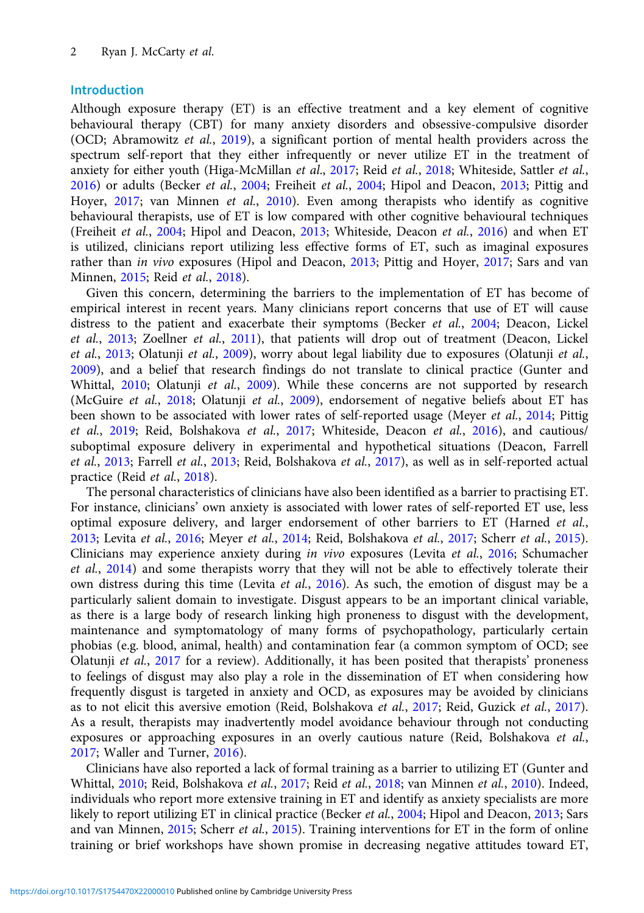## Introduction

Although exposure therapy (ET) is an effective treatment and a key element of cognitive behavioural therapy (CBT) for many anxiety disorders and obsessive-compulsive disorder (OCD; Abramowitz *et al.*, 2019), a significant portion of mental health providers across the spectrum self-report that they either infrequently or never utilize ET in the treatment of anxiety for either youth (Higa-McMillan *et al.*, 2017; Reid *et al.*, 2018; Whiteside, Sattler *et al.*, 2016) or adults (Becker *et al.*, 2004; Freiheit *et al.*, 2004; Hipol and Deacon, 2013; Pittig and Hoyer, 2017; van Minnen *et al.*, 2010). Even among therapists who identify as cognitive behavioural therapists, use of ET is low compared with other cognitive behavioural techniques (Freiheit *et al.*, 2004; Hipol and Deacon, 2013; Whiteside, Deacon *et al.*, 2016) and when ET is utilized, clinicians report utilizing less effective forms of ET, such as imaginal exposures rather than *in vivo* exposures (Hipol and Deacon, 2013; Pittig and Hoyer, 2017; Sars and van Minnen, 2015; Reid *et al.*, 2018).

Given this concern, determining the barriers to the implementation of ET has become of empirical interest in recent years. Many clinicians report concerns that use of ET will cause distress to the patient and exacerbate their symptoms (Becker *et al.*, 2004; Deacon, Lickel *et al.*, 2013; Zoellner *et al.*, 2011), that patients will drop out of treatment (Deacon, Lickel *et al.*, 2013; Olatunji *et al.*, 2009), worry about legal liability due to exposures (Olatunji *et al.*, 2009), and a belief that research findings do not translate to clinical practice (Gunter and Whittal, 2010; Olatunji *et al.*, 2009). While these concerns are not supported by research (McGuire *et al.*, 2018; Olatunji *et al.*, 2009), endorsement of negative beliefs about ET has been shown to be associated with lower rates of self-reported usage (Meyer *et al.*, 2014; Pittig *et al.*, 2019; Reid, Bolshakova *et al.*, 2017; Whiteside, Deacon *et al.*, 2016), and cautious/suboptimal exposure delivery in experimental and hypothetical situations (Deacon, Farrell *et al.*, 2013; Farrell *et al.*, 2013; Reid, Bolshakova *et al.*, 2017), as well as in self-reported actual practice (Reid *et al.*, 2018).

The personal characteristics of clinicians have also been identified as a barrier to practising ET. For instance, clinicians' own anxiety is associated with lower rates of self-reported ET use, less optimal exposure delivery, and larger endorsement of other barriers to ET (Harned *et al.*, 2013; Levita *et al.*, 2016; Meyer *et al.*, 2014; Reid, Bolshakova *et al.*, 2017; Scherr *et al.*, 2015). Clinicians may experience anxiety during *in vivo* exposures (Levita *et al.*, 2016; Schumacher *et al.*, 2014) and some therapists worry that they will not be able to effectively tolerate their own distress during this time (Levita *et al.*, 2016). As such, the emotion of disgust may be a particularly salient domain to investigate. Disgust appears to be an important clinical variable, as there is a large body of research linking high proneness to disgust with the development, maintenance and symptomatology of many forms of psychopathology, particularly certain phobias (e.g. blood, animal, health) and contamination fear (a common symptom of OCD; see Olatunji *et al.*, 2017 for a review). Additionally, it has been posited that therapists' proneness to feelings of disgust may also play a role in the dissemination of ET when considering how frequently disgust is targeted in anxiety and OCD, as exposures may be avoided by clinicians as to not elicit this aversive emotion (Reid, Bolshakova *et al.*, 2017; Reid, Guzick *et al.*, 2017). As a result, therapists may inadvertently model avoidance behaviour through not conducting exposures or approaching exposures in an overly cautious nature (Reid, Bolshakova *et al.*, 2017; Waller and Turner, 2016).

Clinicians have also reported a lack of formal training as a barrier to utilizing ET (Gunter and Whittal, 2010; Reid, Bolshakova *et al.*, 2017; Reid *et al.*, 2018; van Minnen *et al.*, 2010). Indeed, individuals who report more extensive training in ET and identify as anxiety specialists are more likely to report utilizing ET in clinical practice (Becker *et al.*, 2004; Hipol and Deacon, 2013; Sars and van Minnen, 2015; Scherr *et al.*, 2015). Training interventions for ET in the form of online training or brief workshops have shown promise in decreasing negative attitudes toward ET,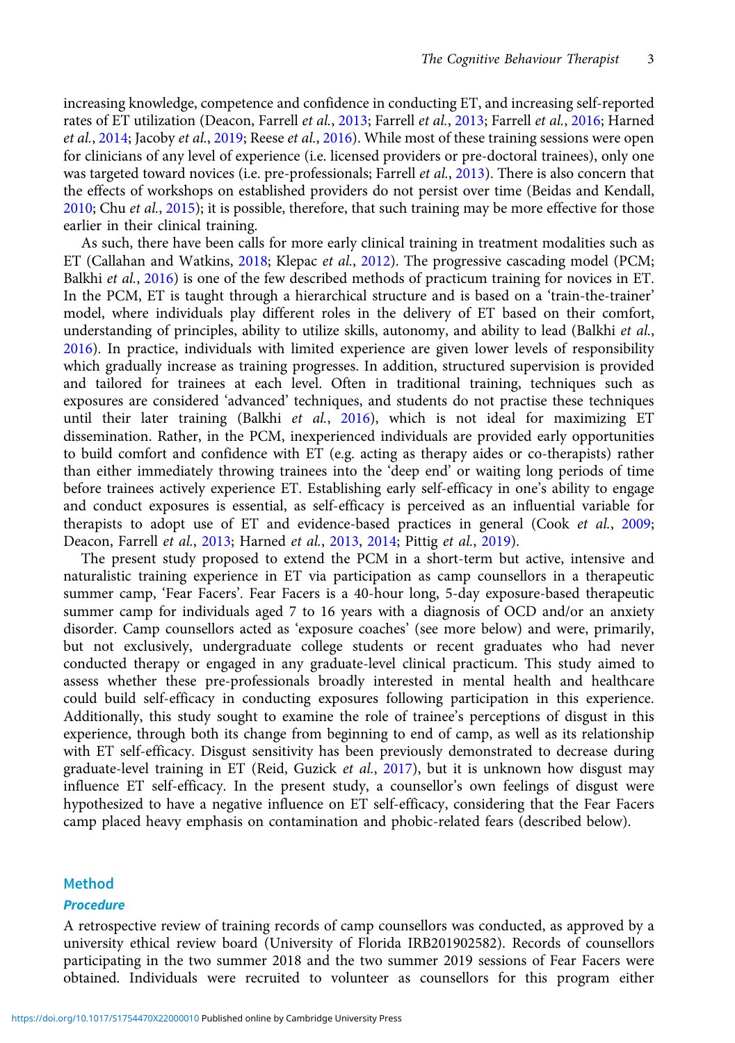increasing knowledge, competence and confidence in conducting ET, and increasing self-reported rates of ET utilization (Deacon, Farrell *et al.*, 2013; Farrell *et al.*, 2013; Farrell *et al.*, 2016; Harned *et al.*, 2014; Jacoby *et al.*, 2019; Reese *et al.*, 2016). While most of these training sessions were open for clinicians of any level of experience (i.e. licensed providers or pre-doctoral trainees), only one was targeted toward novices (i.e. pre-professionals; Farrell *et al.*, 2013). There is also concern that the effects of workshops on established providers do not persist over time (Beidas and Kendall, 2010; Chu *et al.*, 2015); it is possible, therefore, that such training may be more effective for those earlier in their clinical training.

As such, there have been calls for more early clinical training in treatment modalities such as ET (Callahan and Watkins, 2018; Klepac *et al.*, 2012). The progressive cascading model (PCM; Balkhi *et al.*, 2016) is one of the few described methods of practicum training for novices in ET. In the PCM, ET is taught through a hierarchical structure and is based on a 'train-the-trainer' model, where individuals play different roles in the delivery of ET based on their comfort, understanding of principles, ability to utilize skills, autonomy, and ability to lead (Balkhi *et al.*, 2016). In practice, individuals with limited experience are given lower levels of responsibility which gradually increase as training progresses. In addition, structured supervision is provided and tailored for trainees at each level. Often in traditional training, techniques such as exposures are considered 'advanced' techniques, and students do not practise these techniques until their later training (Balkhi *et al.*, 2016), which is not ideal for maximizing ET dissemination. Rather, in the PCM, inexperienced individuals are provided early opportunities to build comfort and confidence with ET (e.g. acting as therapy aides or co-therapists) rather than either immediately throwing trainees into the 'deep end' or waiting long periods of time before trainees actively experience ET. Establishing early self-efficacy in one's ability to engage and conduct exposures is essential, as self-efficacy is perceived as an influential variable for therapists to adopt use of ET and evidence-based practices in general (Cook *et al.*, 2009; Deacon, Farrell *et al.*, 2013; Harned *et al.*, 2013, 2014; Pittig *et al.*, 2019).

The present study proposed to extend the PCM in a short-term but active, intensive and naturalistic training experience in ET via participation as camp counsellors in a therapeutic summer camp, 'Fear Facers'. Fear Facers is a 40-hour long, 5-day exposure-based therapeutic summer camp for individuals aged 7 to 16 years with a diagnosis of OCD and/or an anxiety disorder. Camp counsellors acted as 'exposure coaches' (see more below) and were, primarily, but not exclusively, undergraduate college students or recent graduates who had never conducted therapy or engaged in any graduate-level clinical practicum. This study aimed to assess whether these pre-professionals broadly interested in mental health and healthcare could build self-efficacy in conducting exposures following participation in this experience. Additionally, this study sought to examine the role of trainee's perceptions of disgust in this experience, through both its change from beginning to end of camp, as well as its relationship with ET self-efficacy. Disgust sensitivity has been previously demonstrated to decrease during graduate-level training in ET (Reid, Guzick *et al.*, 2017), but it is unknown how disgust may influence ET self-efficacy. In the present study, a counsellor's own feelings of disgust were hypothesized to have a negative influence on ET self-efficacy, considering that the Fear Facers camp placed heavy emphasis on contamination and phobic-related fears (described below).

## Method

### *Procedure*

A retrospective review of training records of camp counsellors was conducted, as approved by a university ethical review board (University of Florida IRB201902582). Records of counsellors participating in the two summer 2018 and the two summer 2019 sessions of Fear Facers were obtained. Individuals were recruited to volunteer as counsellors for this program either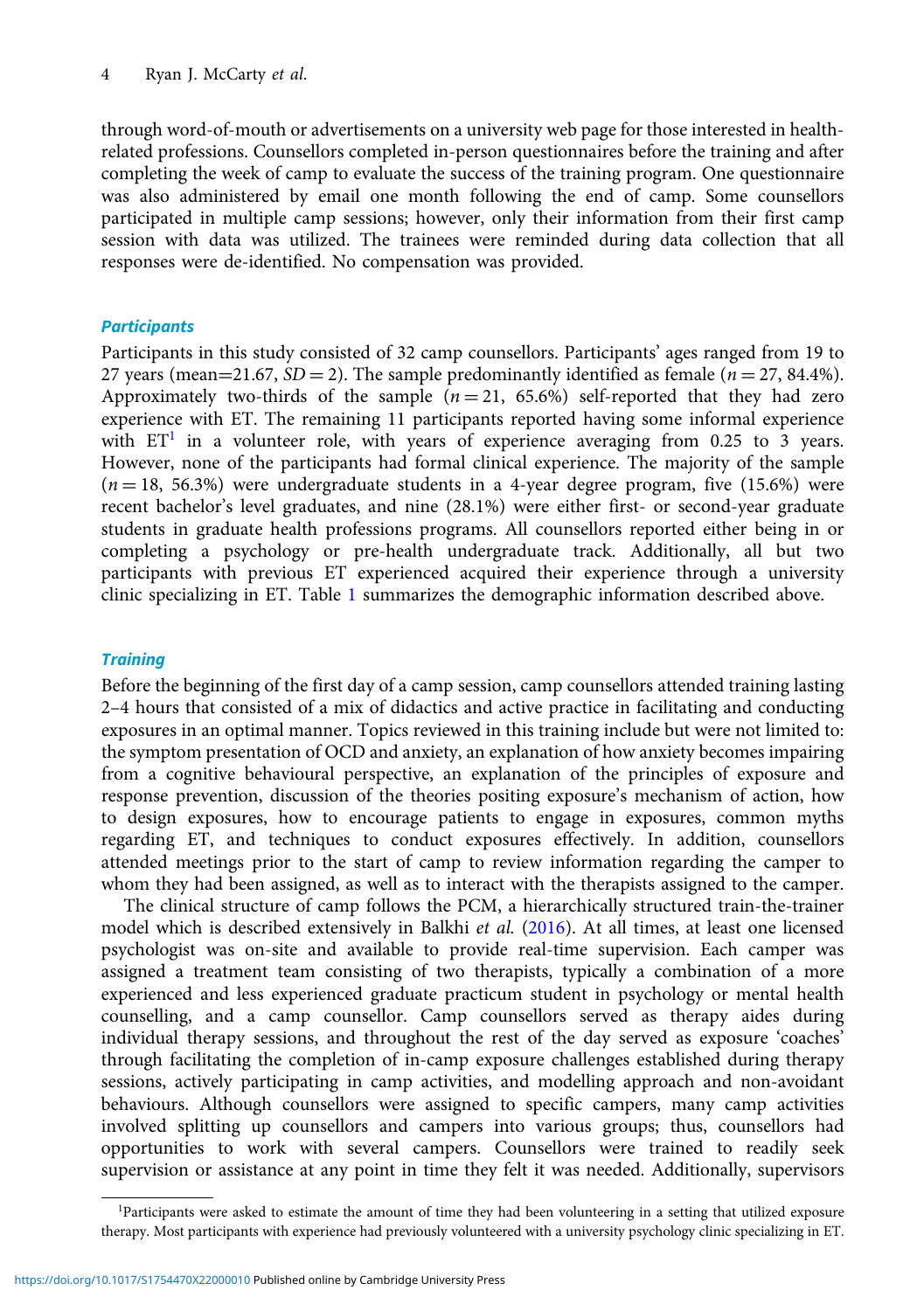through word-of-mouth or advertisements on a university web page for those interested in health-related professions. Counsellors completed in-person questionnaires before the training and after completing the week of camp to evaluate the success of the training program. One questionnaire was also administered by email one month following the end of camp. Some counsellors participated in multiple camp sessions; however, only their information from their first camp session with data was utilized. The trainees were reminded during data collection that all responses were de-identified. No compensation was provided.

### *Participants*

Participants in this study consisted of 32 camp counsellors. Participants' ages ranged from 19 to 27 years (mean=21.67, $SD = 2$). The sample predominantly identified as female ($n = 27$, 84.4%). Approximately two-thirds of the sample ($n = 21$, 65.6%) self-reported that they had zero experience with ET. The remaining 11 participants reported having some informal experience with ET[1] in a volunteer role, with years of experience averaging from 0.25 to 3 years. However, none of the participants had formal clinical experience. The majority of the sample ($n = 18$, 56.3%) were undergraduate students in a 4-year degree program, five (15.6%) were recent bachelor's level graduates, and nine (28.1%) were either first- or second-year graduate students in graduate health professions programs. All counsellors reported either being in or completing a psychology or pre-health undergraduate track. Additionally, all but two participants with previous ET experienced acquired their experience through a university clinic specializing in ET. Table 1 summarizes the demographic information described above.

### *Training*

Before the beginning of the first day of a camp session, camp counsellors attended training lasting 2–4 hours that consisted of a mix of didactics and active practice in facilitating and conducting exposures in an optimal manner. Topics reviewed in this training include but were not limited to: the symptom presentation of OCD and anxiety, an explanation of how anxiety becomes impairing from a cognitive behavioural perspective, an explanation of the principles of exposure and response prevention, discussion of the theories positing exposure's mechanism of action, how to design exposures, how to encourage patients to engage in exposures, common myths regarding ET, and techniques to conduct exposures effectively. In addition, counsellors attended meetings prior to the start of camp to review information regarding the camper to whom they had been assigned, as well as to interact with the therapists assigned to the camper.

The clinical structure of camp follows the PCM, a hierarchically structured train-the-trainer model which is described extensively in Balkhi *et al.* (2016). At all times, at least one licensed psychologist was on-site and available to provide real-time supervision. Each camper was assigned a treatment team consisting of two therapists, typically a combination of a more experienced and less experienced graduate practicum student in psychology or mental health counselling, and a camp counsellor. Camp counsellors served as therapy aides during individual therapy sessions, and throughout the rest of the day served as exposure 'coaches' through facilitating the completion of in-camp exposure challenges established during therapy sessions, actively participating in camp activities, and modelling approach and non-avoidant behaviours. Although counsellors were assigned to specific campers, many camp activities involved splitting up counsellors and campers into various groups; thus, counsellors had opportunities to work with several campers. Counsellors were trained to readily seek supervision or assistance at any point in time they felt it was needed. Additionally, supervisors

[1]Participants were asked to estimate the amount of time they had been volunteering in a setting that utilized exposure therapy. Most participants with experience had previously volunteered with a university psychology clinic specializing in ET.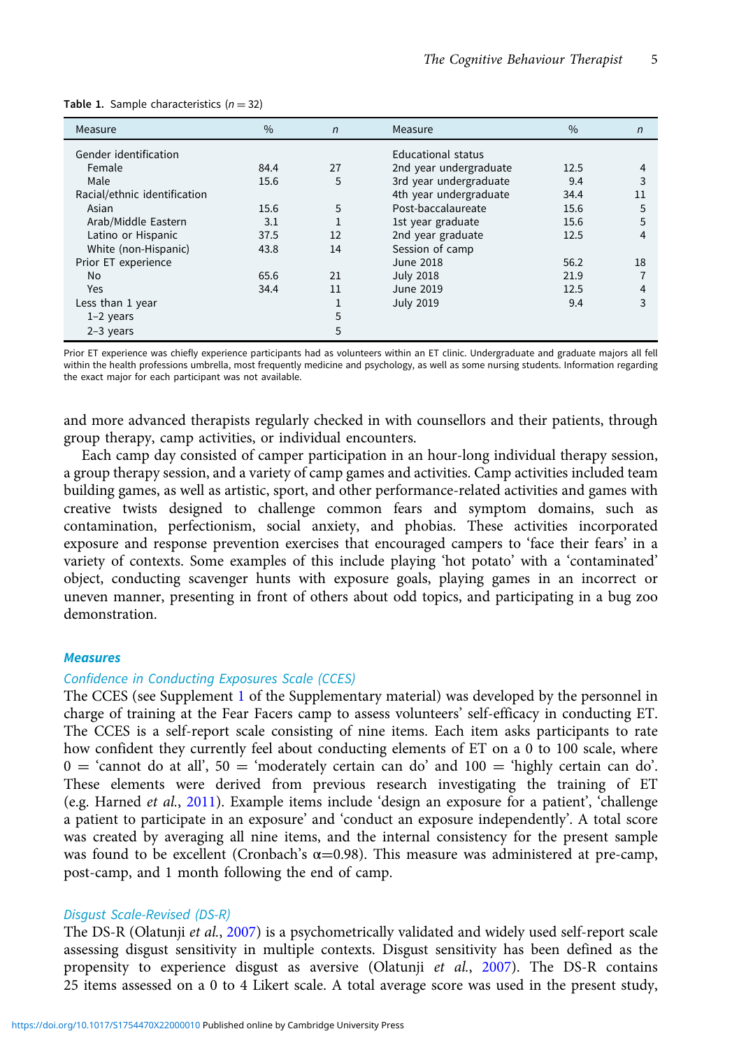**Table 1.** Sample characteristics ($n = 32$)

| Measure | % | *n* | Measure | % | *n* |
|---|---|---|---|---|---|
| Gender identification | | | Educational status | | |
| Female | 84.4 | 27 | 2nd year undergraduate | 12.5 | 4 |
| Male | 15.6 | 5 | 3rd year undergraduate | 9.4 | 3 |
| Racial/ethnic identification | | | 4th year undergraduate | 34.4 | 11 |
| Asian | 15.6 | 5 | Post-baccalaureate | 15.6 | 5 |
| Arab/Middle Eastern | 3.1 | 1 | 1st year graduate | 15.6 | 5 |
| Latino or Hispanic | 37.5 | 12 | 2nd year graduate | 12.5 | 4 |
| White (non-Hispanic) | 43.8 | 14 | Session of camp | | |
| Prior ET experience | | | June 2018 | 56.2 | 18 |
| No | 65.6 | 21 | July 2018 | 21.9 | 7 |
| Yes | 34.4 | 11 | June 2019 | 12.5 | 4 |
| Less than 1 year | | 1 | July 2019 | 9.4 | 3 |
| 1–2 years | | 5 | | | |
| 2–3 years | | 5 | | | |

Prior ET experience was chiefly experience participants had as volunteers within an ET clinic. Undergraduate and graduate majors all fell within the health professions umbrella, most frequently medicine and psychology, as well as some nursing students. Information regarding the exact major for each participant was not available.

and more advanced therapists regularly checked in with counsellors and their patients, through group therapy, camp activities, or individual encounters.

Each camp day consisted of camper participation in an hour-long individual therapy session, a group therapy session, and a variety of camp games and activities. Camp activities included team building games, as well as artistic, sport, and other performance-related activities and games with creative twists designed to challenge common fears and symptom domains, such as contamination, perfectionism, social anxiety, and phobias. These activities incorporated exposure and response prevention exercises that encouraged campers to 'face their fears' in a variety of contexts. Some examples of this include playing 'hot potato' with a 'contaminated' object, conducting scavenger hunts with exposure goals, playing games in an incorrect or uneven manner, presenting in front of others about odd topics, and participating in a bug zoo demonstration.

## Measures

### Confidence in Conducting Exposures Scale (CCES)

The CCES (see Supplement 1 of the Supplementary material) was developed by the personnel in charge of training at the Fear Facers camp to assess volunteers' self-efficacy in conducting ET. The CCES is a self-report scale consisting of nine items. Each item asks participants to rate how confident they currently feel about conducting elements of ET on a 0 to 100 scale, where 0 = 'cannot do at all', 50 = 'moderately certain can do' and 100 = 'highly certain can do'. These elements were derived from previous research investigating the training of ET (e.g. Harned *et al.*, 2011). Example items include 'design an exposure for a patient', 'challenge a patient to participate in an exposure' and 'conduct an exposure independently'. A total score was created by averaging all nine items, and the internal consistency for the present sample was found to be excellent (Cronbach's $\alpha$=0.98). This measure was administered at pre-camp, post-camp, and 1 month following the end of camp.

### Disgust Scale-Revised (DS-R)

The DS-R (Olatunji *et al.*, 2007) is a psychometrically validated and widely used self-report scale assessing disgust sensitivity in multiple contexts. Disgust sensitivity has been defined as the propensity to experience disgust as aversive (Olatunji *et al.*, 2007). The DS-R contains 25 items assessed on a 0 to 4 Likert scale. A total average score was used in the present study,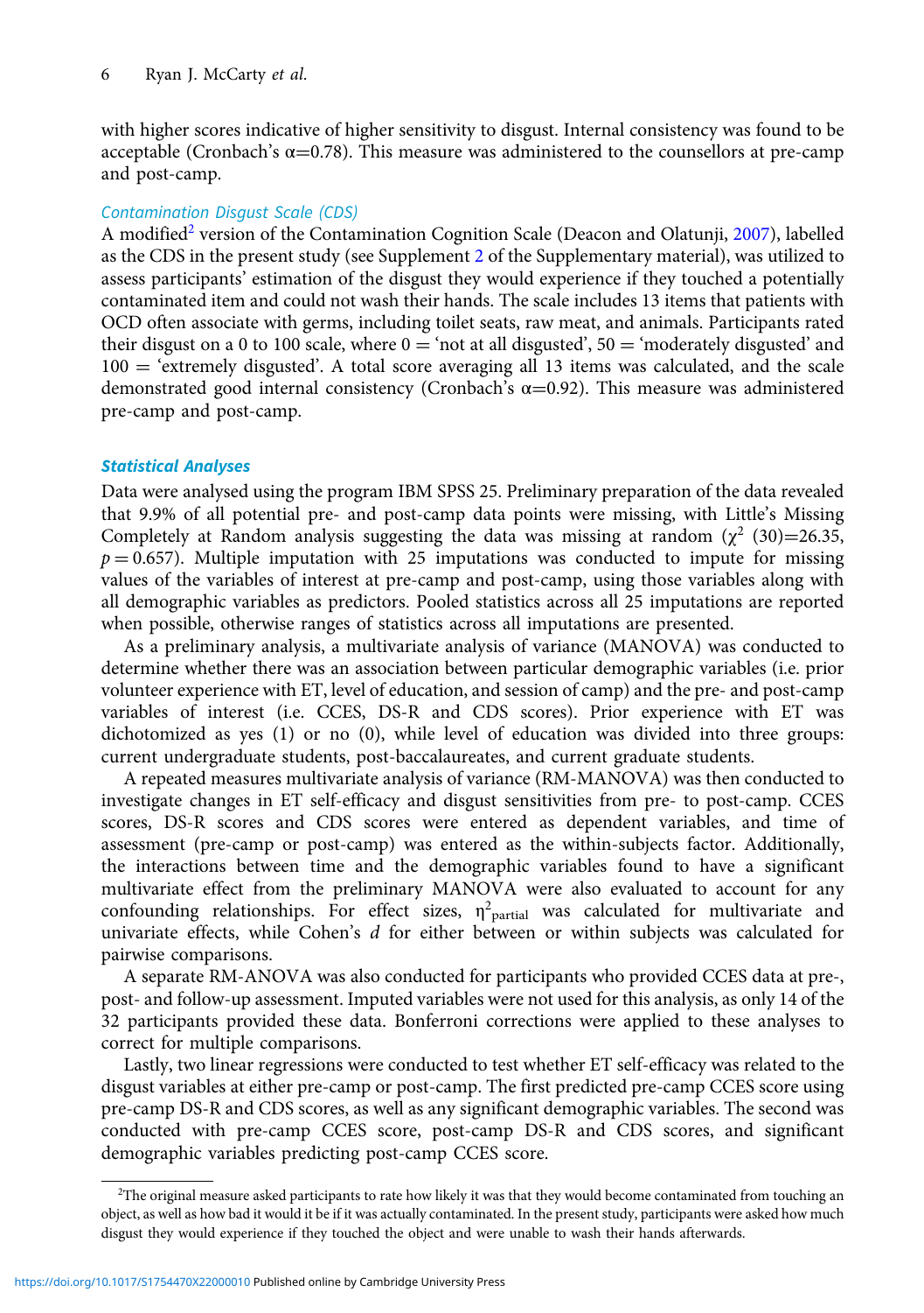with higher scores indicative of higher sensitivity to disgust. Internal consistency was found to be acceptable (Cronbach's α=0.78). This measure was administered to the counsellors at pre-camp and post-camp.

### Contamination Disgust Scale (CDS)

A modified[2] version of the Contamination Cognition Scale (Deacon and Olatunji, 2007), labelled as the CDS in the present study (see Supplement 2 of the Supplementary material), was utilized to assess participants' estimation of the disgust they would experience if they touched a potentially contaminated item and could not wash their hands. The scale includes 13 items that patients with OCD often associate with germs, including toilet seats, raw meat, and animals. Participants rated their disgust on a 0 to 100 scale, where 0 = 'not at all disgusted', 50 = 'moderately disgusted' and 100 = 'extremely disgusted'. A total score averaging all 13 items was calculated, and the scale demonstrated good internal consistency (Cronbach's α=0.92). This measure was administered pre-camp and post-camp.

## Statistical Analyses

Data were analysed using the program IBM SPSS 25. Preliminary preparation of the data revealed that 9.9% of all potential pre- and post-camp data points were missing, with Little's Missing Completely at Random analysis suggesting the data was missing at random ($\chi^2$ (30)=26.35, $p = 0.657$). Multiple imputation with 25 imputations was conducted to impute for missing values of the variables of interest at pre-camp and post-camp, using those variables along with all demographic variables as predictors. Pooled statistics across all 25 imputations are reported when possible, otherwise ranges of statistics across all imputations are presented.

As a preliminary analysis, a multivariate analysis of variance (MANOVA) was conducted to determine whether there was an association between particular demographic variables (i.e. prior volunteer experience with ET, level of education, and session of camp) and the pre- and post-camp variables of interest (i.e. CCES, DS-R and CDS scores). Prior experience with ET was dichotomized as yes (1) or no (0), while level of education was divided into three groups: current undergraduate students, post-baccalaureates, and current graduate students.

A repeated measures multivariate analysis of variance (RM-MANOVA) was then conducted to investigate changes in ET self-efficacy and disgust sensitivities from pre- to post-camp. CCES scores, DS-R scores and CDS scores were entered as dependent variables, and time of assessment (pre-camp or post-camp) was entered as the within-subjects factor. Additionally, the interactions between time and the demographic variables found to have a significant multivariate effect from the preliminary MANOVA were also evaluated to account for any confounding relationships. For effect sizes, $\eta^2_{\text{partial}}$ was calculated for multivariate and univariate effects, while Cohen's *d* for either between or within subjects was calculated for pairwise comparisons.

A separate RM-ANOVA was also conducted for participants who provided CCES data at pre-, post- and follow-up assessment. Imputed variables were not used for this analysis, as only 14 of the 32 participants provided these data. Bonferroni corrections were applied to these analyses to correct for multiple comparisons.

Lastly, two linear regressions were conducted to test whether ET self-efficacy was related to the disgust variables at either pre-camp or post-camp. The first predicted pre-camp CCES score using pre-camp DS-R and CDS scores, as well as any significant demographic variables. The second was conducted with pre-camp CCES score, post-camp DS-R and CDS scores, and significant demographic variables predicting post-camp CCES score.

---

[2]The original measure asked participants to rate how likely it was that they would become contaminated from touching an object, as well as how bad it would it be if it was actually contaminated. In the present study, participants were asked how much disgust they would experience if they touched the object and were unable to wash their hands afterwards.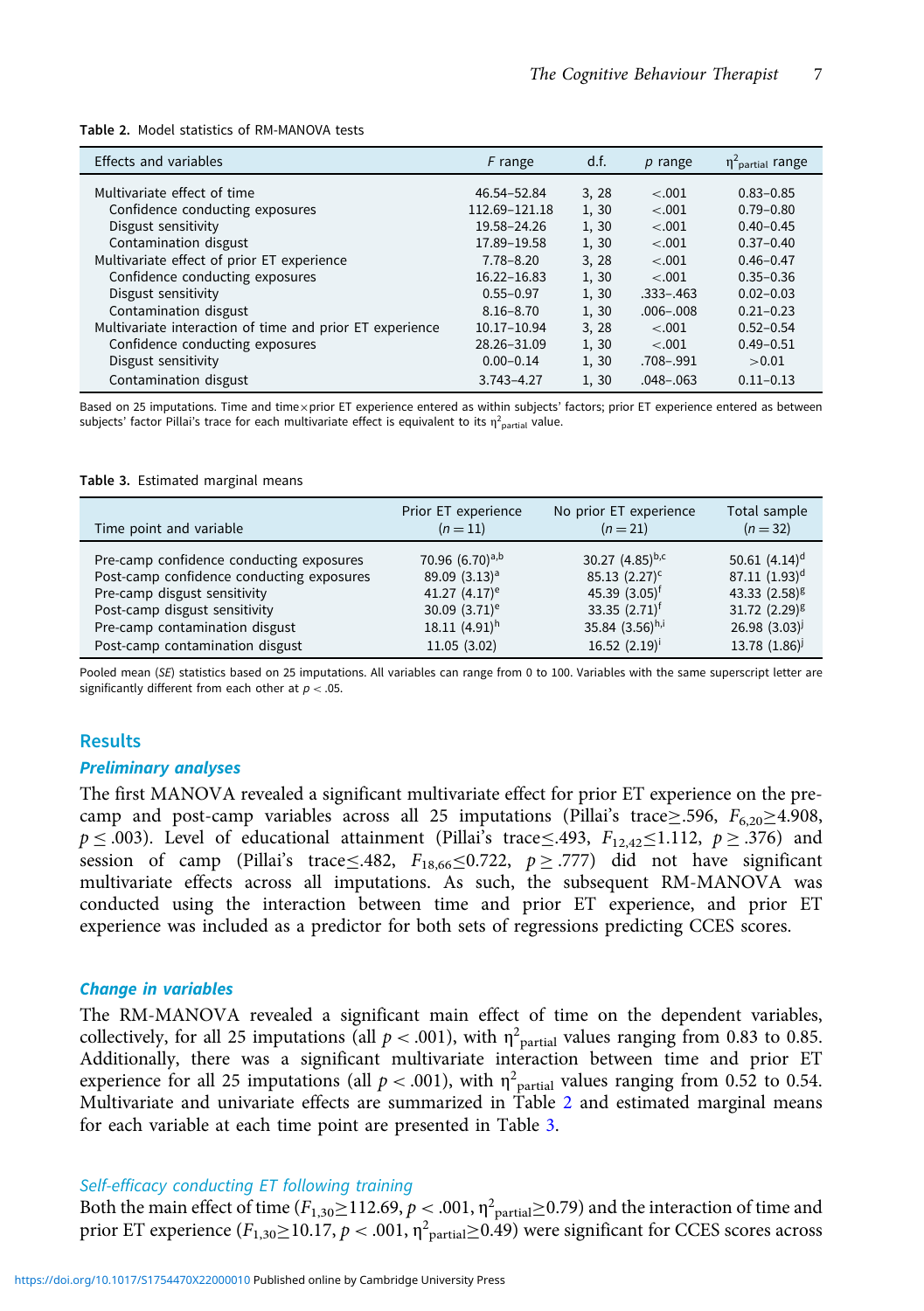**Table 2.** Model statistics of RM-MANOVA tests

| Effects and variables | $F$ range | d.f. | $p$ range | $\eta^2_{partial}$ range |
|---|---|---|---|---|
| Multivariate effect of time | 46.54–52.84 | 3, 28 | <.001 | 0.83–0.85 |
| Confidence conducting exposures | 112.69–121.18 | 1, 30 | <.001 | 0.79–0.80 |
| Disgust sensitivity | 19.58–24.26 | 1, 30 | <.001 | 0.40–0.45 |
| Contamination disgust | 17.89–19.58 | 1, 30 | <.001 | 0.37–0.40 |
| Multivariate effect of prior ET experience | 7.78–8.20 | 3, 28 | <.001 | 0.46–0.47 |
| Confidence conducting exposures | 16.22–16.83 | 1, 30 | <.001 | 0.35–0.36 |
| Disgust sensitivity | 0.55–0.97 | 1, 30 | .333–.463 | 0.02–0.03 |
| Contamination disgust | 8.16–8.70 | 1, 30 | .006–.008 | 0.21–0.23 |
| Multivariate interaction of time and prior ET experience | 10.17–10.94 | 3, 28 | <.001 | 0.52–0.54 |
| Confidence conducting exposures | 28.26–31.09 | 1, 30 | <.001 | 0.49–0.51 |
| Disgust sensitivity | 0.00–0.14 | 1, 30 | .708–.991 | >0.01 |
| Contamination disgust | 3.743–4.27 | 1, 30 | .048–.063 | 0.11–0.13 |

Based on 25 imputations. Time and time×prior ET experience entered as within subjects' factors; prior ET experience entered as between subjects' factor Pillai's trace for each multivariate effect is equivalent to its $\eta^2_{partial}$ value.

**Table 3.** Estimated marginal means

| Time point and variable | Prior ET experience ($n = 11$) | No prior ET experience ($n = 21$) | Total sample ($n = 32$) |
|---|---|---|---|
| Pre-camp confidence conducting exposures | 70.96 (6.70)[a,b] | 30.27 (4.85)[b,c] | 50.61 (4.14)[d] |
| Post-camp confidence conducting exposures | 89.09 (3.13)[a] | 85.13 (2.27)[c] | 87.11 (1.93)[d] |
| Pre-camp disgust sensitivity | 41.27 (4.17)[e] | 45.39 (3.05)[f] | 43.33 (2.58)[g] |
| Post-camp disgust sensitivity | 30.09 (3.71)[e] | 33.35 (2.71)[f] | 31.72 (2.29)[g] |
| Pre-camp contamination disgust | 18.11 (4.91)[h] | 35.84 (3.56)[h,i] | 26.98 (3.03)[j] |
| Post-camp contamination disgust | 11.05 (3.02) | 16.52 (2.19)[i] | 13.78 (1.86)[j] |

Pooled mean (*SE*) statistics based on 25 imputations. All variables can range from 0 to 100. Variables with the same superscript letter are significantly different from each other at $p < .05$.

## Results

### *Preliminary analyses*

The first MANOVA revealed a significant multivariate effect for prior ET experience on the pre-camp and post-camp variables across all 25 imputations (Pillai's trace≥.596, $F_{6,20} \geq 4.908$, $p \leq .003$). Level of educational attainment (Pillai's trace≤.493, $F_{12,42} \leq 1.112$, $p \geq .376$) and session of camp (Pillai's trace≤.482, $F_{18,66} \leq 0.722$, $p \geq .777$) did not have significant multivariate effects across all imputations. As such, the subsequent RM-MANOVA was conducted using the interaction between time and prior ET experience, and prior ET experience was included as a predictor for both sets of regressions predicting CCES scores.

### *Change in variables*

The RM-MANOVA revealed a significant main effect of time on the dependent variables, collectively, for all 25 imputations (all $p < .001$), with $\eta^2_{partial}$ values ranging from 0.83 to 0.85. Additionally, there was a significant multivariate interaction between time and prior ET experience for all 25 imputations (all $p < .001$), with $\eta^2_{partial}$ values ranging from 0.52 to 0.54. Multivariate and univariate effects are summarized in Table 2 and estimated marginal means for each variable at each time point are presented in Table 3.

#### *Self-efficacy conducting ET following training*

Both the main effect of time ($F_{1,30} \geq 112.69$, $p < .001$, $\eta^2_{partial} \geq 0.79$) and the interaction of time and prior ET experience ($F_{1,30} \geq 10.17$, $p < .001$, $\eta^2_{partial} \geq 0.49$) were significant for CCES scores across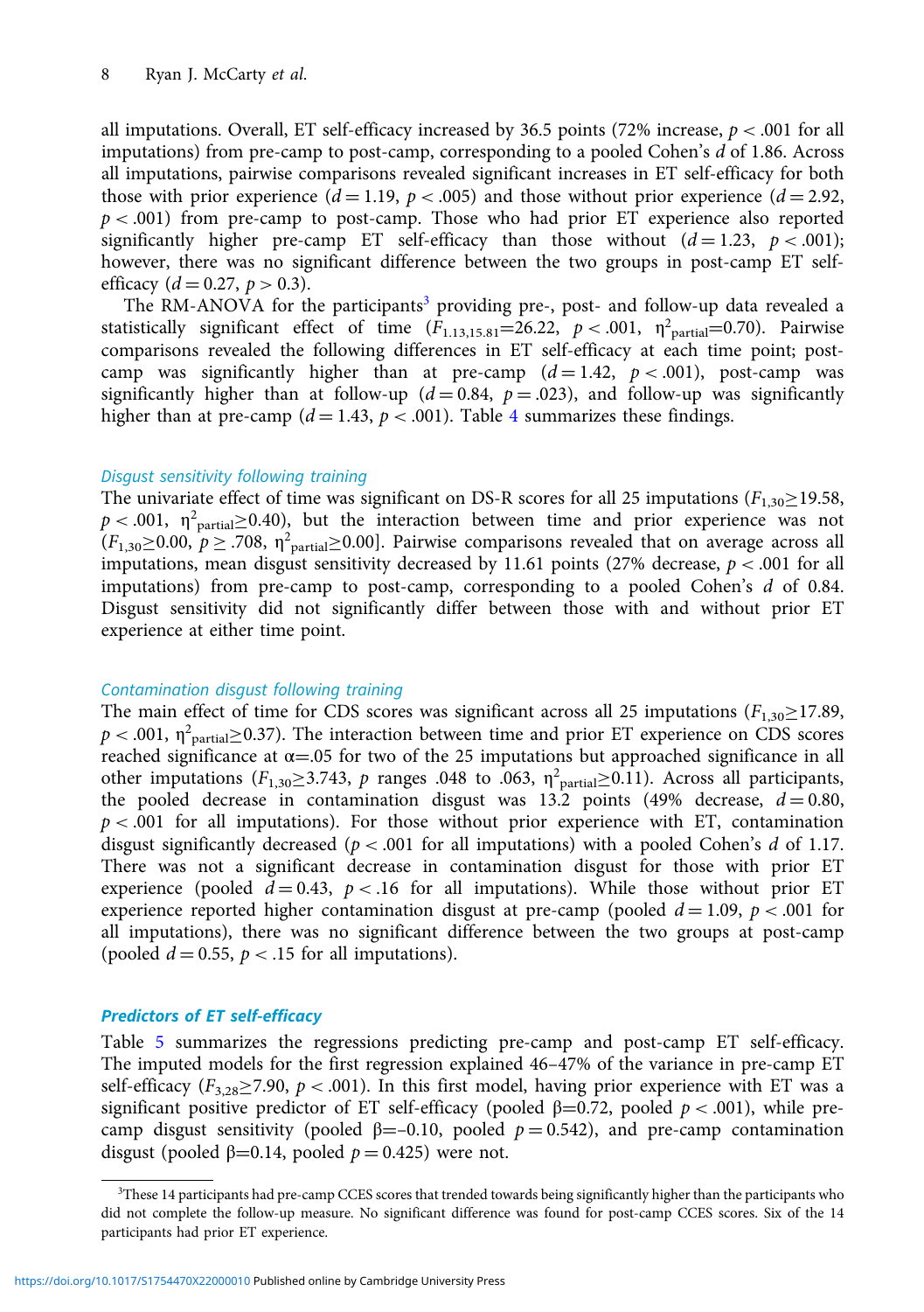all imputations. Overall, ET self-efficacy increased by 36.5 points (72% increase, $p < .001$ for all imputations) from pre-camp to post-camp, corresponding to a pooled Cohen's $d$ of 1.86. Across all imputations, pairwise comparisons revealed significant increases in ET self-efficacy for both those with prior experience ($d = 1.19$, $p < .005$) and those without prior experience ($d = 2.92$, $p < .001$) from pre-camp to post-camp. Those who had prior ET experience also reported significantly higher pre-camp ET self-efficacy than those without ($d = 1.23$, $p < .001$); however, there was no significant difference between the two groups in post-camp ET self-efficacy ($d = 0.27$, $p > 0.3$).

The RM-ANOVA for the participants[3] providing pre-, post- and follow-up data revealed a statistically significant effect of time ($F_{1.13,15.81}$=26.22, $p < .001$, $\eta^2_{partial}$=0.70). Pairwise comparisons revealed the following differences in ET self-efficacy at each time point; post-camp was significantly higher than at pre-camp ($d = 1.42$, $p < .001$), post-camp was significantly higher than at follow-up ($d = 0.84$, $p = .023$), and follow-up was significantly higher than at pre-camp ($d = 1.43$, $p < .001$). Table 4 summarizes these findings.

### *Disgust sensitivity following training*

The univariate effect of time was significant on DS-R scores for all 25 imputations ($F_{1,30} \geq 19.58$, $p < .001$, $\eta^2_{partial} \geq 0.40$), but the interaction between time and prior experience was not ($F_{1,30} \geq 0.00$, $p \geq .708$, $\eta^2_{partial} \geq 0.00$]. Pairwise comparisons revealed that on average across all imputations, mean disgust sensitivity decreased by 11.61 points (27% decrease, $p < .001$ for all imputations) from pre-camp to post-camp, corresponding to a pooled Cohen's $d$ of 0.84. Disgust sensitivity did not significantly differ between those with and without prior ET experience at either time point.

### *Contamination disgust following training*

The main effect of time for CDS scores was significant across all 25 imputations ($F_{1,30} \geq 17.89$, $p < .001$, $\eta^2_{partial} \geq 0.37$). The interaction between time and prior ET experience on CDS scores reached significance at $\alpha$=.05 for two of the 25 imputations but approached significance in all other imputations ($F_{1,30} \geq 3.743$, $p$ ranges .048 to .063, $\eta^2_{partial} \geq 0.11$). Across all participants, the pooled decrease in contamination disgust was 13.2 points (49% decrease, $d = 0.80$, $p < .001$ for all imputations). For those without prior experience with ET, contamination disgust significantly decreased ($p < .001$ for all imputations) with a pooled Cohen's $d$ of 1.17. There was not a significant decrease in contamination disgust for those with prior ET experience (pooled $d = 0.43$, $p < .16$ for all imputations). While those without prior ET experience reported higher contamination disgust at pre-camp (pooled $d = 1.09$, $p < .001$ for all imputations), there was no significant difference between the two groups at post-camp (pooled $d = 0.55$, $p < .15$ for all imputations).

## ***Predictors of ET self-efficacy***

Table 5 summarizes the regressions predicting pre-camp and post-camp ET self-efficacy. The imputed models for the first regression explained 46–47% of the variance in pre-camp ET self-efficacy ($F_{3,28} \geq 7.90$, $p < .001$). In this first model, having prior experience with ET was a significant positive predictor of ET self-efficacy (pooled $\beta$=0.72, pooled $p < .001$), while pre-camp disgust sensitivity (pooled $\beta$=–0.10, pooled $p = 0.542$), and pre-camp contamination disgust (pooled $\beta$=0.14, pooled $p = 0.425$) were not.

---

[3]These 14 participants had pre-camp CCES scores that trended towards being significantly higher than the participants who did not complete the follow-up measure. No significant difference was found for post-camp CCES scores. Six of the 14 participants had prior ET experience.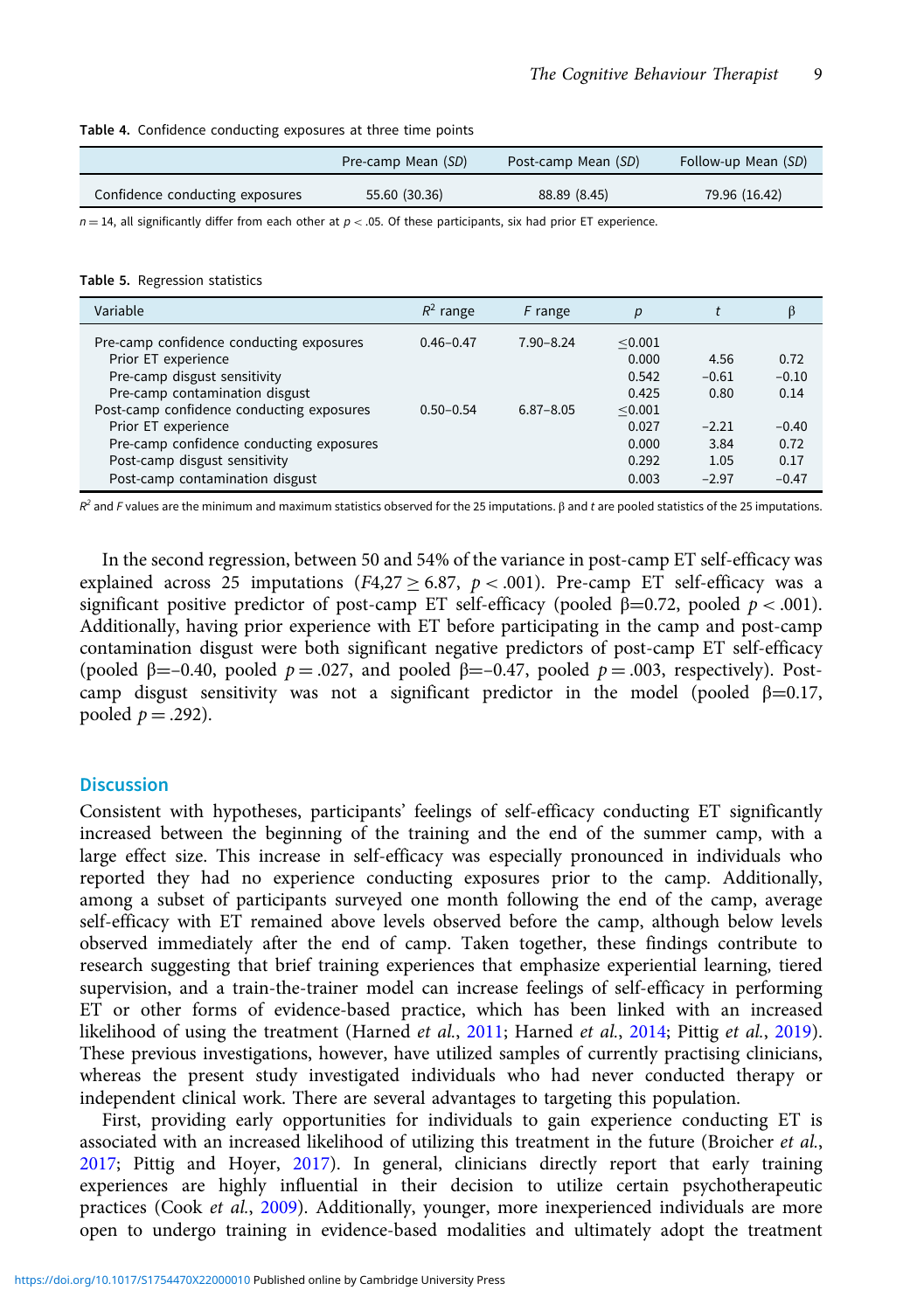**Table 4.** Confidence conducting exposures at three time points

| | Pre-camp Mean (*SD*) | Post-camp Mean (*SD*) | Follow-up Mean (*SD*) |
|---|---|---|---|
| Confidence conducting exposures | 55.60 (30.36) | 88.89 (8.45) | 79.96 (16.42) |

$n = 14$, all significantly differ from each other at $p < .05$. Of these participants, six had prior ET experience.

**Table 5.** Regression statistics

| Variable | $R^2$ range | *F* range | *p* | *t* | β |
|---|---|---|---|---|---|
| Pre-camp confidence conducting exposures | 0.46–0.47 | 7.90–8.24 | ≤0.001 | | |
| Prior ET experience | | | 0.000 | 4.56 | 0.72 |
| Pre-camp disgust sensitivity | | | 0.542 | −0.61 | −0.10 |
| Pre-camp contamination disgust | | | 0.425 | 0.80 | 0.14 |
| Post-camp confidence conducting exposures | 0.50–0.54 | 6.87–8.05 | ≤0.001 | | |
| Prior ET experience | | | 0.027 | −2.21 | −0.40 |
| Pre-camp confidence conducting exposures | | | 0.000 | 3.84 | 0.72 |
| Post-camp disgust sensitivity | | | 0.292 | 1.05 | 0.17 |
| Post-camp contamination disgust | | | 0.003 | −2.97 | −0.47 |

$R^2$ and *F* values are the minimum and maximum statistics observed for the 25 imputations. β and *t* are pooled statistics of the 25 imputations.

In the second regression, between 50 and 54% of the variance in post-camp ET self-efficacy was explained across 25 imputations ($F4{,}27 \geq 6.87$, $p < .001$). Pre-camp ET self-efficacy was a significant positive predictor of post-camp ET self-efficacy (pooled β=0.72, pooled $p < .001$). Additionally, having prior experience with ET before participating in the camp and post-camp contamination disgust were both significant negative predictors of post-camp ET self-efficacy (pooled β=−0.40, pooled $p = .027$, and pooled β=−0.47, pooled $p = .003$, respectively). Post-camp disgust sensitivity was not a significant predictor in the model (pooled β=0.17, pooled $p = .292$).

## Discussion

Consistent with hypotheses, participants' feelings of self-efficacy conducting ET significantly increased between the beginning of the training and the end of the summer camp, with a large effect size. This increase in self-efficacy was especially pronounced in individuals who reported they had no experience conducting exposures prior to the camp. Additionally, among a subset of participants surveyed one month following the end of the camp, average self-efficacy with ET remained above levels observed before the camp, although below levels observed immediately after the end of camp. Taken together, these findings contribute to research suggesting that brief training experiences that emphasize experiential learning, tiered supervision, and a train-the-trainer model can increase feelings of self-efficacy in performing ET or other forms of evidence-based practice, which has been linked with an increased likelihood of using the treatment (Harned *et al.*, 2011; Harned *et al.*, 2014; Pittig *et al.*, 2019). These previous investigations, however, have utilized samples of currently practising clinicians, whereas the present study investigated individuals who had never conducted therapy or independent clinical work. There are several advantages to targeting this population.

First, providing early opportunities for individuals to gain experience conducting ET is associated with an increased likelihood of utilizing this treatment in the future (Broicher *et al.*, 2017; Pittig and Hoyer, 2017). In general, clinicians directly report that early training experiences are highly influential in their decision to utilize certain psychotherapeutic practices (Cook *et al.*, 2009). Additionally, younger, more inexperienced individuals are more open to undergo training in evidence-based modalities and ultimately adopt the treatment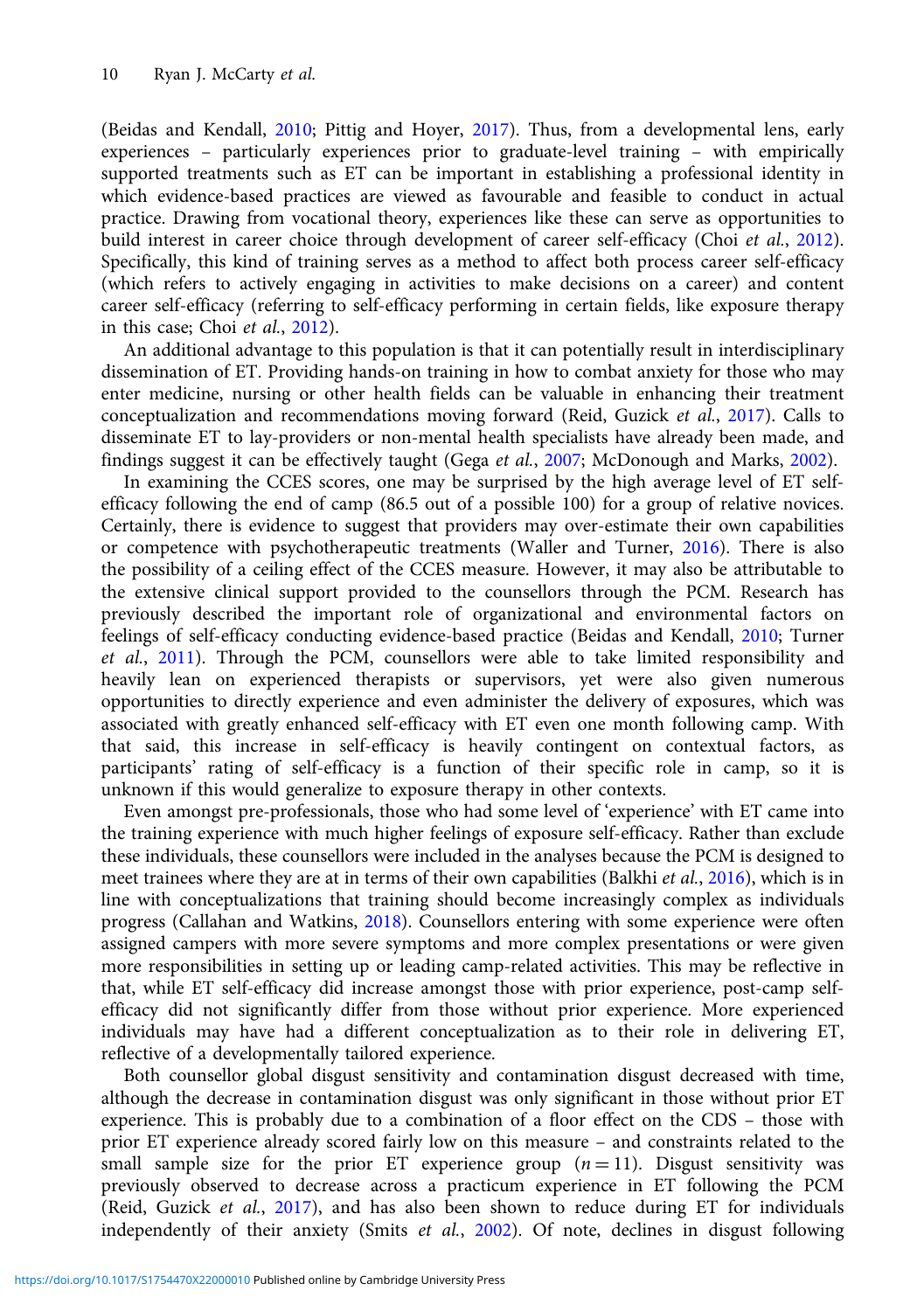(Beidas and Kendall, 2010; Pittig and Hoyer, 2017). Thus, from a developmental lens, early experiences – particularly experiences prior to graduate-level training – with empirically supported treatments such as ET can be important in establishing a professional identity in which evidence-based practices are viewed as favourable and feasible to conduct in actual practice. Drawing from vocational theory, experiences like these can serve as opportunities to build interest in career choice through development of career self-efficacy (Choi *et al.*, 2012). Specifically, this kind of training serves as a method to affect both process career self-efficacy (which refers to actively engaging in activities to make decisions on a career) and content career self-efficacy (referring to self-efficacy performing in certain fields, like exposure therapy in this case; Choi *et al.*, 2012).

An additional advantage to this population is that it can potentially result in interdisciplinary dissemination of ET. Providing hands-on training in how to combat anxiety for those who may enter medicine, nursing or other health fields can be valuable in enhancing their treatment conceptualization and recommendations moving forward (Reid, Guzick *et al.*, 2017). Calls to disseminate ET to lay-providers or non-mental health specialists have already been made, and findings suggest it can be effectively taught (Gega *et al.*, 2007; McDonough and Marks, 2002).

In examining the CCES scores, one may be surprised by the high average level of ET self-efficacy following the end of camp (86.5 out of a possible 100) for a group of relative novices. Certainly, there is evidence to suggest that providers may over-estimate their own capabilities or competence with psychotherapeutic treatments (Waller and Turner, 2016). There is also the possibility of a ceiling effect of the CCES measure. However, it may also be attributable to the extensive clinical support provided to the counsellors through the PCM. Research has previously described the important role of organizational and environmental factors on feelings of self-efficacy conducting evidence-based practice (Beidas and Kendall, 2010; Turner *et al.*, 2011). Through the PCM, counsellors were able to take limited responsibility and heavily lean on experienced therapists or supervisors, yet were also given numerous opportunities to directly experience and even administer the delivery of exposures, which was associated with greatly enhanced self-efficacy with ET even one month following camp. With that said, this increase in self-efficacy is heavily contingent on contextual factors, as participants' rating of self-efficacy is a function of their specific role in camp, so it is unknown if this would generalize to exposure therapy in other contexts.

Even amongst pre-professionals, those who had some level of 'experience' with ET came into the training experience with much higher feelings of exposure self-efficacy. Rather than exclude these individuals, these counsellors were included in the analyses because the PCM is designed to meet trainees where they are at in terms of their own capabilities (Balkhi *et al.*, 2016), which is in line with conceptualizations that training should become increasingly complex as individuals progress (Callahan and Watkins, 2018). Counsellors entering with some experience were often assigned campers with more severe symptoms and more complex presentations or were given more responsibilities in setting up or leading camp-related activities. This may be reflective in that, while ET self-efficacy did increase amongst those with prior experience, post-camp self-efficacy did not significantly differ from those without prior experience. More experienced individuals may have had a different conceptualization as to their role in delivering ET, reflective of a developmentally tailored experience.

Both counsellor global disgust sensitivity and contamination disgust decreased with time, although the decrease in contamination disgust was only significant in those without prior ET experience. This is probably due to a combination of a floor effect on the CDS – those with prior ET experience already scored fairly low on this measure – and constraints related to the small sample size for the prior ET experience group ($n = 11$). Disgust sensitivity was previously observed to decrease across a practicum experience in ET following the PCM (Reid, Guzick *et al.*, 2017), and has also been shown to reduce during ET for individuals independently of their anxiety (Smits *et al.*, 2002). Of note, declines in disgust following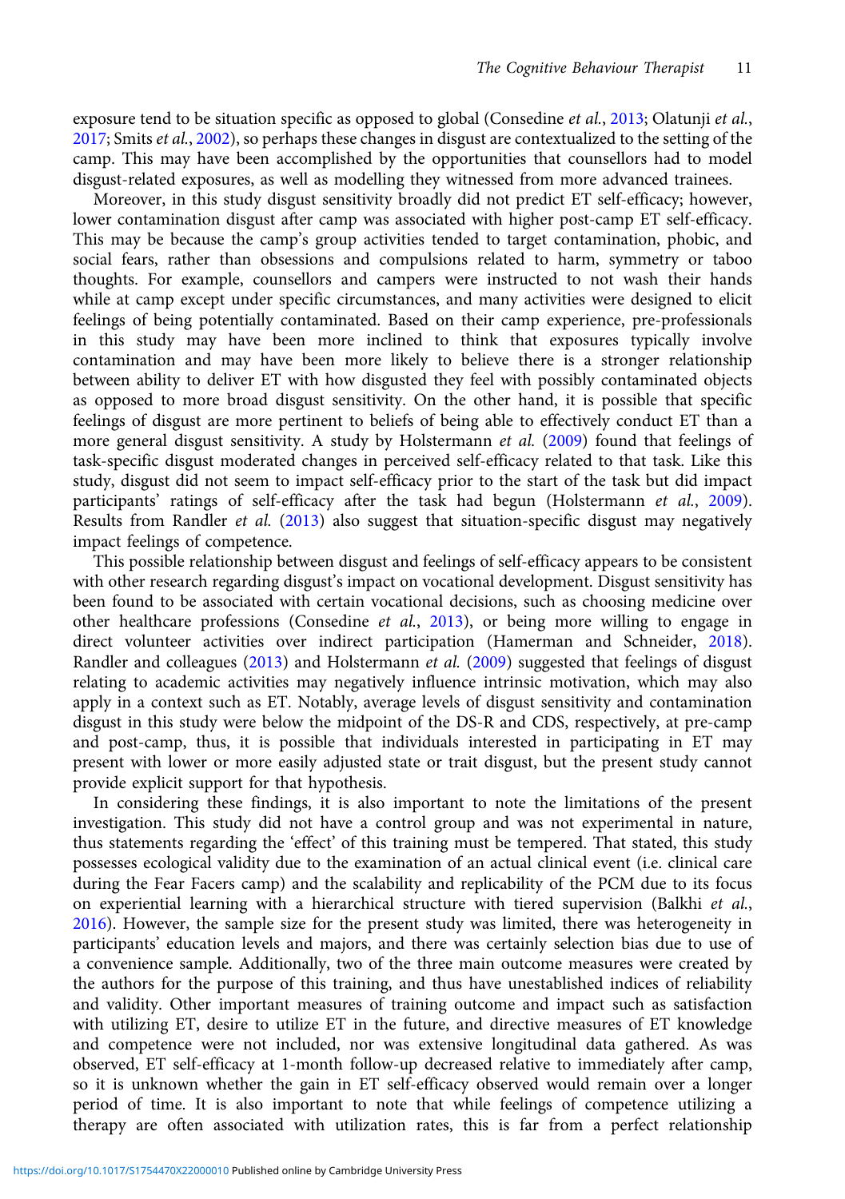exposure tend to be situation specific as opposed to global (Consedine *et al.*, 2013; Olatunji *et al.*, 2017; Smits *et al.*, 2002), so perhaps these changes in disgust are contextualized to the setting of the camp. This may have been accomplished by the opportunities that counsellors had to model disgust-related exposures, as well as modelling they witnessed from more advanced trainees.

Moreover, in this study disgust sensitivity broadly did not predict ET self-efficacy; however, lower contamination disgust after camp was associated with higher post-camp ET self-efficacy. This may be because the camp's group activities tended to target contamination, phobic, and social fears, rather than obsessions and compulsions related to harm, symmetry or taboo thoughts. For example, counsellors and campers were instructed to not wash their hands while at camp except under specific circumstances, and many activities were designed to elicit feelings of being potentially contaminated. Based on their camp experience, pre-professionals in this study may have been more inclined to think that exposures typically involve contamination and may have been more likely to believe there is a stronger relationship between ability to deliver ET with how disgusted they feel with possibly contaminated objects as opposed to more broad disgust sensitivity. On the other hand, it is possible that specific feelings of disgust are more pertinent to beliefs of being able to effectively conduct ET than a more general disgust sensitivity. A study by Holstermann *et al.* (2009) found that feelings of task-specific disgust moderated changes in perceived self-efficacy related to that task. Like this study, disgust did not seem to impact self-efficacy prior to the start of the task but did impact participants' ratings of self-efficacy after the task had begun (Holstermann *et al.*, 2009). Results from Randler *et al.* (2013) also suggest that situation-specific disgust may negatively impact feelings of competence.

This possible relationship between disgust and feelings of self-efficacy appears to be consistent with other research regarding disgust's impact on vocational development. Disgust sensitivity has been found to be associated with certain vocational decisions, such as choosing medicine over other healthcare professions (Consedine *et al.*, 2013), or being more willing to engage in direct volunteer activities over indirect participation (Hamerman and Schneider, 2018). Randler and colleagues (2013) and Holstermann *et al.* (2009) suggested that feelings of disgust relating to academic activities may negatively influence intrinsic motivation, which may also apply in a context such as ET. Notably, average levels of disgust sensitivity and contamination disgust in this study were below the midpoint of the DS-R and CDS, respectively, at pre-camp and post-camp, thus, it is possible that individuals interested in participating in ET may present with lower or more easily adjusted state or trait disgust, but the present study cannot provide explicit support for that hypothesis.

In considering these findings, it is also important to note the limitations of the present investigation. This study did not have a control group and was not experimental in nature, thus statements regarding the 'effect' of this training must be tempered. That stated, this study possesses ecological validity due to the examination of an actual clinical event (i.e. clinical care during the Fear Facers camp) and the scalability and replicability of the PCM due to its focus on experiential learning with a hierarchical structure with tiered supervision (Balkhi *et al.*, 2016). However, the sample size for the present study was limited, there was heterogeneity in participants' education levels and majors, and there was certainly selection bias due to use of a convenience sample. Additionally, two of the three main outcome measures were created by the authors for the purpose of this training, and thus have unestablished indices of reliability and validity. Other important measures of training outcome and impact such as satisfaction with utilizing ET, desire to utilize ET in the future, and directive measures of ET knowledge and competence were not included, nor was extensive longitudinal data gathered. As was observed, ET self-efficacy at 1-month follow-up decreased relative to immediately after camp, so it is unknown whether the gain in ET self-efficacy observed would remain over a longer period of time. It is also important to note that while feelings of competence utilizing a therapy are often associated with utilization rates, this is far from a perfect relationship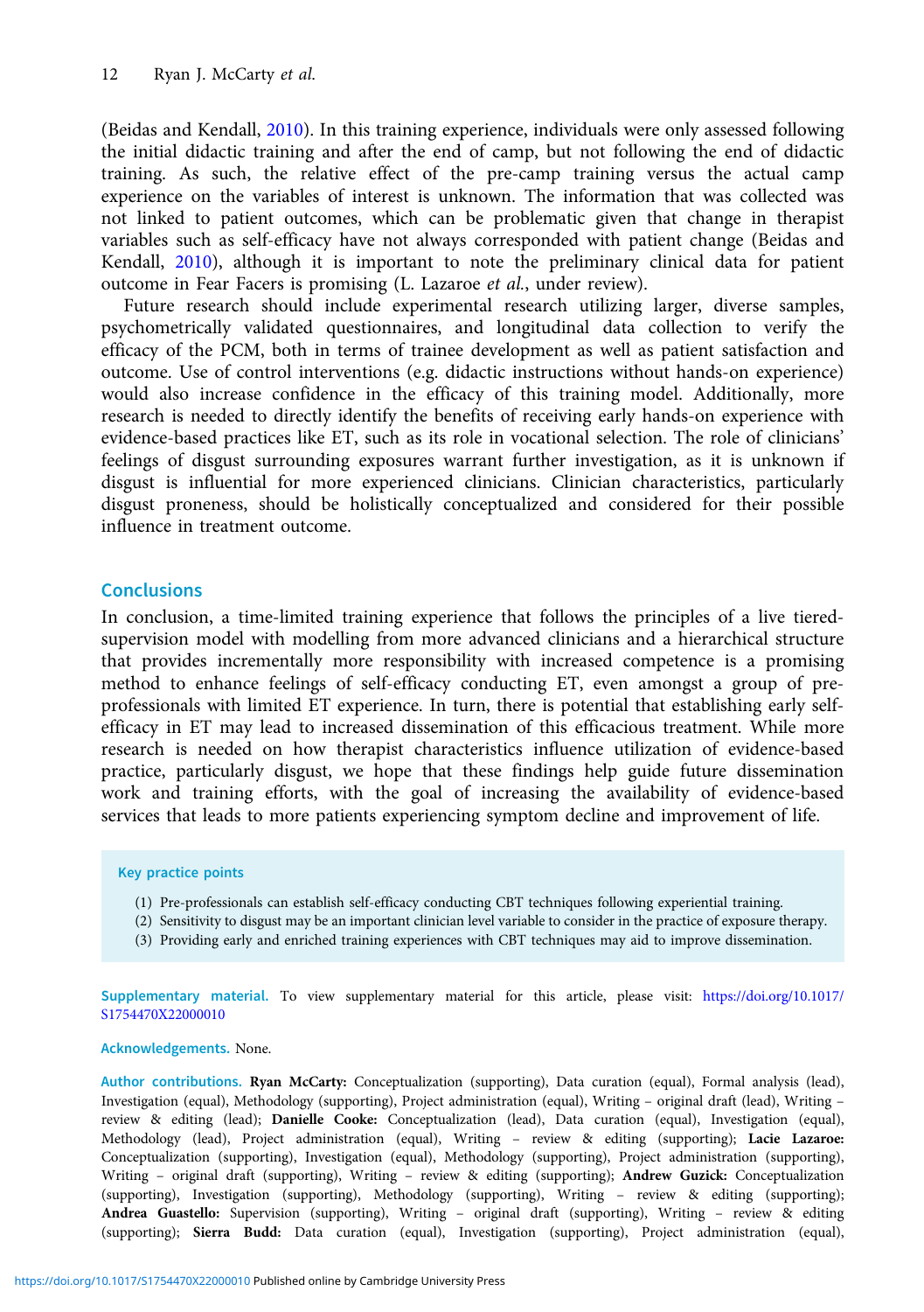(Beidas and Kendall, 2010). In this training experience, individuals were only assessed following the initial didactic training and after the end of camp, but not following the end of didactic training. As such, the relative effect of the pre-camp training versus the actual camp experience on the variables of interest is unknown. The information that was collected was not linked to patient outcomes, which can be problematic given that change in therapist variables such as self-efficacy have not always corresponded with patient change (Beidas and Kendall, 2010), although it is important to note the preliminary clinical data for patient outcome in Fear Facers is promising (L. Lazaroe *et al.*, under review).

Future research should include experimental research utilizing larger, diverse samples, psychometrically validated questionnaires, and longitudinal data collection to verify the efficacy of the PCM, both in terms of trainee development as well as patient satisfaction and outcome. Use of control interventions (e.g. didactic instructions without hands-on experience) would also increase confidence in the efficacy of this training model. Additionally, more research is needed to directly identify the benefits of receiving early hands-on experience with evidence-based practices like ET, such as its role in vocational selection. The role of clinicians' feelings of disgust surrounding exposures warrant further investigation, as it is unknown if disgust is influential for more experienced clinicians. Clinician characteristics, particularly disgust proneness, should be holistically conceptualized and considered for their possible influence in treatment outcome.

## Conclusions

In conclusion, a time-limited training experience that follows the principles of a live tiered-supervision model with modelling from more advanced clinicians and a hierarchical structure that provides incrementally more responsibility with increased competence is a promising method to enhance feelings of self-efficacy conducting ET, even amongst a group of pre-professionals with limited ET experience. In turn, there is potential that establishing early self-efficacy in ET may lead to increased dissemination of this efficacious treatment. While more research is needed on how therapist characteristics influence utilization of evidence-based practice, particularly disgust, we hope that these findings help guide future dissemination work and training efforts, with the goal of increasing the availability of evidence-based services that leads to more patients experiencing symptom decline and improvement of life.

**Key practice points**

(1) Pre-professionals can establish self-efficacy conducting CBT techniques following experiential training.
(2) Sensitivity to disgust may be an important clinician level variable to consider in the practice of exposure therapy.
(3) Providing early and enriched training experiences with CBT techniques may aid to improve dissemination.

**Supplementary material.** To view supplementary material for this article, please visit: https://doi.org/10.1017/S1754470X22000010

**Acknowledgements.** None.

**Author contributions.** **Ryan McCarty:** Conceptualization (supporting), Data curation (equal), Formal analysis (lead), Investigation (equal), Methodology (supporting), Project administration (equal), Writing – original draft (lead), Writing – review & editing (lead); **Danielle Cooke:** Conceptualization (lead), Data curation (equal), Investigation (equal), Methodology (lead), Project administration (equal), Writing – review & editing (supporting); **Lacie Lazaroe:** Conceptualization (supporting), Investigation (equal), Methodology (supporting), Project administration (supporting), Writing – original draft (supporting), Writing – review & editing (supporting); **Andrew Guzick:** Conceptualization (supporting), Investigation (supporting), Methodology (supporting), Writing – review & editing (supporting); **Andrea Guastello:** Supervision (supporting), Writing – original draft (supporting), Writing – review & editing (supporting); **Sierra Budd:** Data curation (equal), Investigation (supporting), Project administration (equal),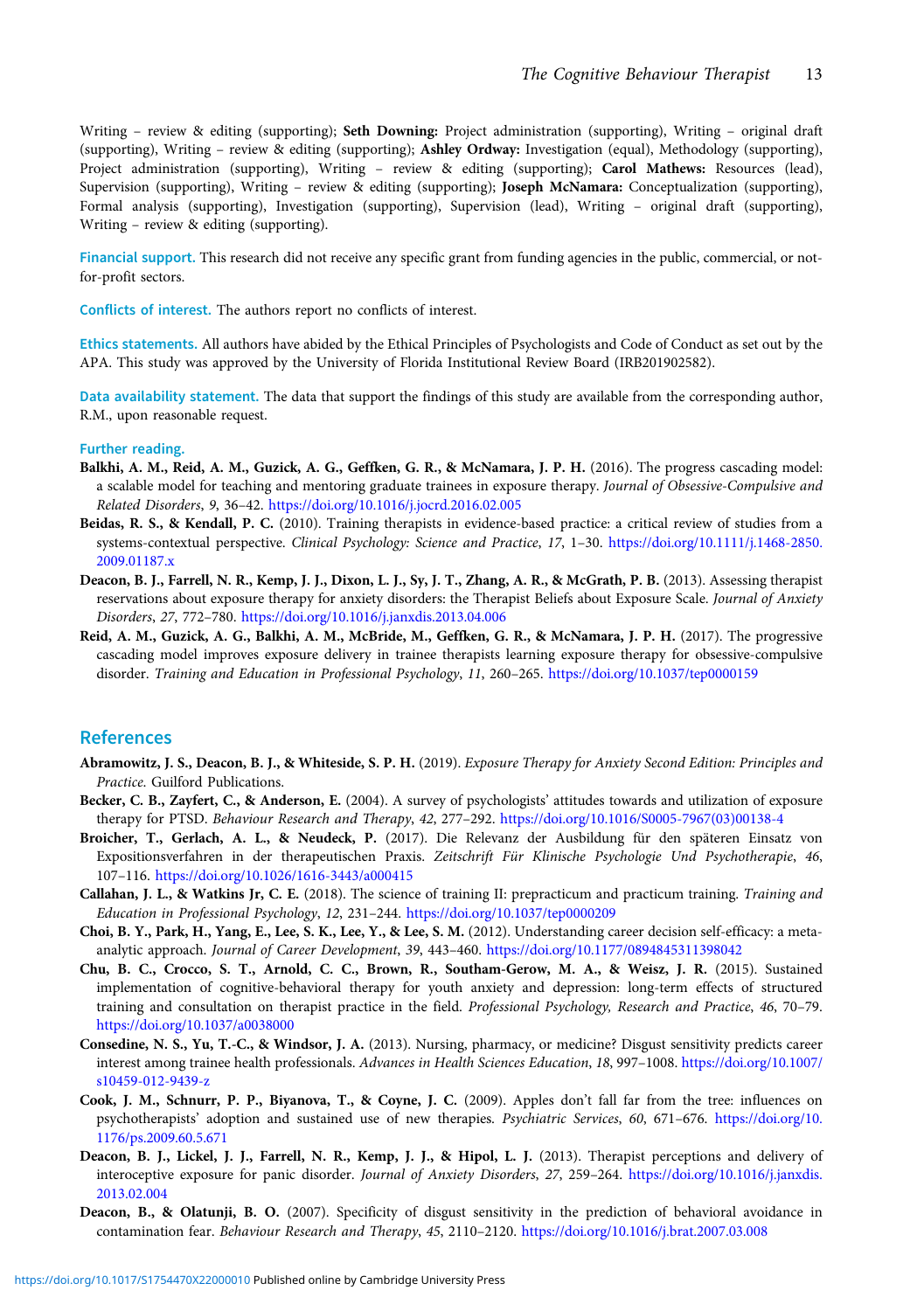Writing – review & editing (supporting); **Seth Downing:** Project administration (supporting), Writing – original draft (supporting), Writing – review & editing (supporting); **Ashley Ordway:** Investigation (equal), Methodology (supporting), Project administration (supporting), Writing – review & editing (supporting); **Carol Mathews:** Resources (lead), Supervision (supporting), Writing – review & editing (supporting); **Joseph McNamara:** Conceptualization (supporting), Formal analysis (supporting), Investigation (supporting), Supervision (lead), Writing – original draft (supporting), Writing – review & editing (supporting).

**Financial support.** This research did not receive any specific grant from funding agencies in the public, commercial, or not-for-profit sectors.

**Conflicts of interest.** The authors report no conflicts of interest.

**Ethics statements.** All authors have abided by the Ethical Principles of Psychologists and Code of Conduct as set out by the APA. This study was approved by the University of Florida Institutional Review Board (IRB201902582).

**Data availability statement.** The data that support the findings of this study are available from the corresponding author, R.M., upon reasonable request.

**Further reading.**

**Balkhi, A. M., Reid, A. M., Guzick, A. G., Geffken, G. R., & McNamara, J. P. H.** (2016). The progress cascading model: a scalable model for teaching and mentoring graduate trainees in exposure therapy. *Journal of Obsessive-Compulsive and Related Disorders*, *9*, 36–42. https://doi.org/10.1016/j.jocrd.2016.02.005

**Beidas, R. S., & Kendall, P. C.** (2010). Training therapists in evidence-based practice: a critical review of studies from a systems-contextual perspective. *Clinical Psychology: Science and Practice*, *17*, 1–30. https://doi.org/10.1111/j.1468-2850.2009.01187.x

**Deacon, B. J., Farrell, N. R., Kemp, J. J., Dixon, L. J., Sy, J. T., Zhang, A. R., & McGrath, P. B.** (2013). Assessing therapist reservations about exposure therapy for anxiety disorders: the Therapist Beliefs about Exposure Scale. *Journal of Anxiety Disorders*, *27*, 772–780. https://doi.org/10.1016/j.janxdis.2013.04.006

**Reid, A. M., Guzick, A. G., Balkhi, A. M., McBride, M., Geffken, G. R., & McNamara, J. P. H.** (2017). The progressive cascading model improves exposure delivery in trainee therapists learning exposure therapy for obsessive-compulsive disorder. *Training and Education in Professional Psychology*, *11*, 260–265. https://doi.org/10.1037/tep0000159

## References

**Abramowitz, J. S., Deacon, B. J., & Whiteside, S. P. H.** (2019). *Exposure Therapy for Anxiety Second Edition: Principles and Practice.* Guilford Publications.

**Becker, C. B., Zayfert, C., & Anderson, E.** (2004). A survey of psychologists' attitudes towards and utilization of exposure therapy for PTSD. *Behaviour Research and Therapy*, *42*, 277–292. https://doi.org/10.1016/S0005-7967(03)00138-4

**Broicher, T., Gerlach, A. L., & Neudeck, P.** (2017). Die Relevanz der Ausbildung für den späteren Einsatz von Expositionsverfahren in der therapeutischen Praxis. *Zeitschrift Für Klinische Psychologie Und Psychotherapie*, *46*, 107–116. https://doi.org/10.1026/1616-3443/a000415

**Callahan, J. L., & Watkins Jr, C. E.** (2018). The science of training II: prepracticum and practicum training. *Training and Education in Professional Psychology*, *12*, 231–244. https://doi.org/10.1037/tep0000209

**Choi, B. Y., Park, H., Yang, E., Lee, S. K., Lee, Y., & Lee, S. M.** (2012). Understanding career decision self-efficacy: a meta-analytic approach. *Journal of Career Development*, *39*, 443–460. https://doi.org/10.1177/0894845311398042

**Chu, B. C., Crocco, S. T., Arnold, C. C., Brown, R., Southam-Gerow, M. A., & Weisz, J. R.** (2015). Sustained implementation of cognitive-behavioral therapy for youth anxiety and depression: long-term effects of structured training and consultation on therapist practice in the field. *Professional Psychology, Research and Practice*, *46*, 70–79. https://doi.org/10.1037/a0038000

**Consedine, N. S., Yu, T.-C., & Windsor, J. A.** (2013). Nursing, pharmacy, or medicine? Disgust sensitivity predicts career interest among trainee health professionals. *Advances in Health Sciences Education*, *18*, 997–1008. https://doi.org/10.1007/s10459-012-9439-z

**Cook, J. M., Schnurr, P. P., Biyanova, T., & Coyne, J. C.** (2009). Apples don't fall far from the tree: influences on psychotherapists' adoption and sustained use of new therapies. *Psychiatric Services*, *60*, 671–676. https://doi.org/10.1176/ps.2009.60.5.671

**Deacon, B. J., Lickel, J. J., Farrell, N. R., Kemp, J. J., & Hipol, L. J.** (2013). Therapist perceptions and delivery of interoceptive exposure for panic disorder. *Journal of Anxiety Disorders*, *27*, 259–264. https://doi.org/10.1016/j.janxdis.2013.02.004

**Deacon, B., & Olatunji, B. O.** (2007). Specificity of disgust sensitivity in the prediction of behavioral avoidance in contamination fear. *Behaviour Research and Therapy*, *45*, 2110–2120. https://doi.org/10.1016/j.brat.2007.03.008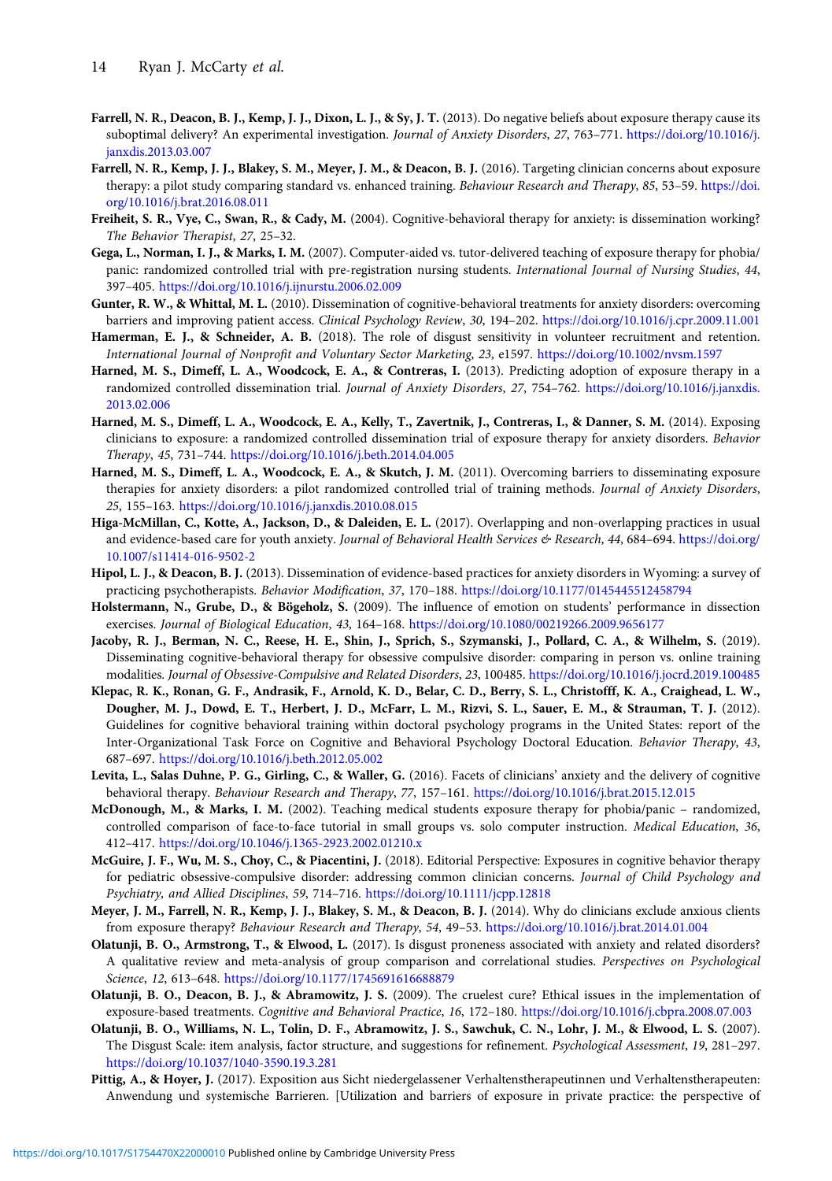**Farrell, N. R., Deacon, B. J., Kemp, J. J., Dixon, L. J., & Sy, J. T.** (2013). Do negative beliefs about exposure therapy cause its suboptimal delivery? An experimental investigation. *Journal of Anxiety Disorders*, *27*, 763–771. https://doi.org/10.1016/j.janxdis.2013.03.007

**Farrell, N. R., Kemp, J. J., Blakey, S. M., Meyer, J. M., & Deacon, B. J.** (2016). Targeting clinician concerns about exposure therapy: a pilot study comparing standard vs. enhanced training. *Behaviour Research and Therapy*, *85*, 53–59. https://doi.org/10.1016/j.brat.2016.08.011

**Freiheit, S. R., Vye, C., Swan, R., & Cady, M.** (2004). Cognitive-behavioral therapy for anxiety: is dissemination working? *The Behavior Therapist*, *27*, 25–32.

**Gega, L., Norman, I. J., & Marks, I. M.** (2007). Computer-aided vs. tutor-delivered teaching of exposure therapy for phobia/panic: randomized controlled trial with pre-registration nursing students. *International Journal of Nursing Studies*, *44*, 397–405. https://doi.org/10.1016/j.ijnurstu.2006.02.009

**Gunter, R. W., & Whittal, M. L.** (2010). Dissemination of cognitive-behavioral treatments for anxiety disorders: overcoming barriers and improving patient access. *Clinical Psychology Review*, *30*, 194–202. https://doi.org/10.1016/j.cpr.2009.11.001

**Hamerman, E. J., & Schneider, A. B.** (2018). The role of disgust sensitivity in volunteer recruitment and retention. *International Journal of Nonprofit and Voluntary Sector Marketing*, *23*, e1597. https://doi.org/10.1002/nvsm.1597

**Harned, M. S., Dimeff, L. A., Woodcock, E. A., & Contreras, I.** (2013). Predicting adoption of exposure therapy in a randomized controlled dissemination trial. *Journal of Anxiety Disorders*, *27*, 754–762. https://doi.org/10.1016/j.janxdis.2013.02.006

**Harned, M. S., Dimeff, L. A., Woodcock, E. A., Kelly, T., Zavertnik, J., Contreras, I., & Danner, S. M.** (2014). Exposing clinicians to exposure: a randomized controlled dissemination trial of exposure therapy for anxiety disorders. *Behavior Therapy*, *45*, 731–744. https://doi.org/10.1016/j.beth.2014.04.005

**Harned, M. S., Dimeff, L. A., Woodcock, E. A., & Skutch, J. M.** (2011). Overcoming barriers to disseminating exposure therapies for anxiety disorders: a pilot randomized controlled trial of training methods. *Journal of Anxiety Disorders*, *25*, 155–163. https://doi.org/10.1016/j.janxdis.2010.08.015

**Higa-McMillan, C., Kotte, A., Jackson, D., & Daleiden, E. L.** (2017). Overlapping and non-overlapping practices in usual and evidence-based care for youth anxiety. *Journal of Behavioral Health Services & Research*, *44*, 684–694. https://doi.org/10.1007/s11414-016-9502-2

**Hipol, L. J., & Deacon, B. J.** (2013). Dissemination of evidence-based practices for anxiety disorders in Wyoming: a survey of practicing psychotherapists. *Behavior Modification*, *37*, 170–188. https://doi.org/10.1177/0145445512458794

**Holstermann, N., Grube, D., & Bögeholz, S.** (2009). The influence of emotion on students' performance in dissection exercises. *Journal of Biological Education*, *43*, 164–168. https://doi.org/10.1080/00219266.2009.9656177

**Jacoby, R. J., Berman, N. C., Reese, H. E., Shin, J., Sprich, S., Szymanski, J., Pollard, C. A., & Wilhelm, S.** (2019). Disseminating cognitive-behavioral therapy for obsessive compulsive disorder: comparing in person vs. online training modalities. *Journal of Obsessive-Compulsive and Related Disorders*, *23*, 100485. https://doi.org/10.1016/j.jocrd.2019.100485

**Klepac, R. K., Ronan, G. F., Andrasik, F., Arnold, K. D., Belar, C. D., Berry, S. L., Christofff, K. A., Craighead, L. W., Dougher, M. J., Dowd, E. T., Herbert, J. D., McFarr, L. M., Rizvi, S. L., Sauer, E. M., & Strauman, T. J.** (2012). Guidelines for cognitive behavioral training within doctoral psychology programs in the United States: report of the Inter-Organizational Task Force on Cognitive and Behavioral Psychology Doctoral Education. *Behavior Therapy*, *43*, 687–697. https://doi.org/10.1016/j.beth.2012.05.002

**Levita, L., Salas Duhne, P. G., Girling, C., & Waller, G.** (2016). Facets of clinicians' anxiety and the delivery of cognitive behavioral therapy. *Behaviour Research and Therapy*, *77*, 157–161. https://doi.org/10.1016/j.brat.2015.12.015

**McDonough, M., & Marks, I. M.** (2002). Teaching medical students exposure therapy for phobia/panic – randomized, controlled comparison of face-to-face tutorial in small groups vs. solo computer instruction. *Medical Education*, *36*, 412–417. https://doi.org/10.1046/j.1365-2923.2002.01210.x

**McGuire, J. F., Wu, M. S., Choy, C., & Piacentini, J.** (2018). Editorial Perspective: Exposures in cognitive behavior therapy for pediatric obsessive-compulsive disorder: addressing common clinician concerns. *Journal of Child Psychology and Psychiatry, and Allied Disciplines*, *59*, 714–716. https://doi.org/10.1111/jcpp.12818

**Meyer, J. M., Farrell, N. R., Kemp, J. J., Blakey, S. M., & Deacon, B. J.** (2014). Why do clinicians exclude anxious clients from exposure therapy? *Behaviour Research and Therapy*, *54*, 49–53. https://doi.org/10.1016/j.brat.2014.01.004

**Olatunji, B. O., Armstrong, T., & Elwood, L.** (2017). Is disgust proneness associated with anxiety and related disorders? A qualitative review and meta-analysis of group comparison and correlational studies. *Perspectives on Psychological Science*, *12*, 613–648. https://doi.org/10.1177/1745691616688879

**Olatunji, B. O., Deacon, B. J., & Abramowitz, J. S.** (2009). The cruelest cure? Ethical issues in the implementation of exposure-based treatments. *Cognitive and Behavioral Practice*, *16*, 172–180. https://doi.org/10.1016/j.cbpra.2008.07.003

**Olatunji, B. O., Williams, N. L., Tolin, D. F., Abramowitz, J. S., Sawchuk, C. N., Lohr, J. M., & Elwood, L. S.** (2007). The Disgust Scale: item analysis, factor structure, and suggestions for refinement. *Psychological Assessment*, *19*, 281–297. https://doi.org/10.1037/1040-3590.19.3.281

**Pittig, A., & Hoyer, J.** (2017). Exposition aus Sicht niedergelassener Verhaltenstherapeutinnen und Verhaltenstherapeuten: Anwendung und systemische Barrieren. [Utilization and barriers of exposure in private practice: the perspective of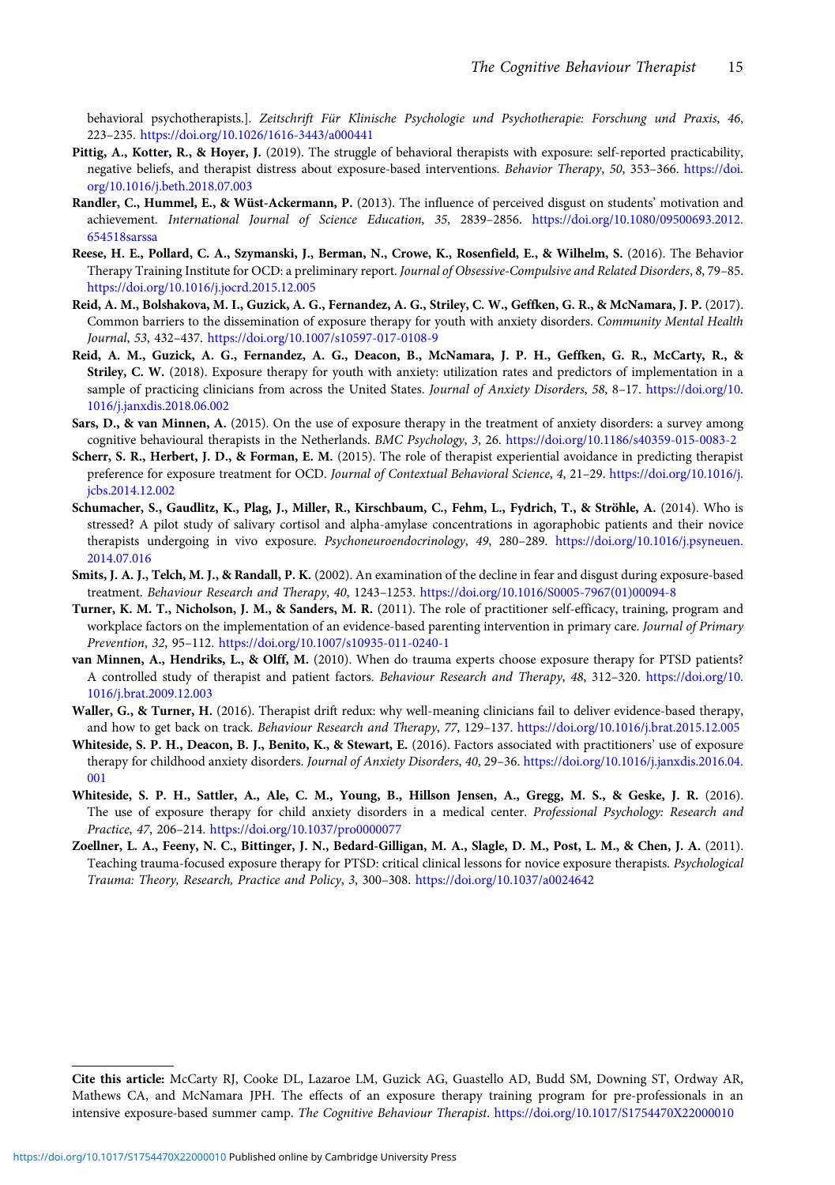behavioral psychotherapists.]. *Zeitschrift Für Klinische Psychologie und Psychotherapie: Forschung und Praxis*, *46*, 223–235. https://doi.org/10.1026/1616-3443/a000441

**Pittig, A., Kotter, R., & Hoyer, J.** (2019). The struggle of behavioral therapists with exposure: self-reported practicability, negative beliefs, and therapist distress about exposure-based interventions. *Behavior Therapy*, *50*, 353–366. https://doi.org/10.1016/j.beth.2018.07.003

**Randler, C., Hummel, E., & Wüst-Ackermann, P.** (2013). The influence of perceived disgust on students' motivation and achievement. *International Journal of Science Education*, *35*, 2839–2856. https://doi.org/10.1080/09500693.2012.654518sarssa

**Reese, H. E., Pollard, C. A., Szymanski, J., Berman, N., Crowe, K., Rosenfield, E., & Wilhelm, S.** (2016). The Behavior Therapy Training Institute for OCD: a preliminary report. *Journal of Obsessive-Compulsive and Related Disorders*, *8*, 79–85. https://doi.org/10.1016/j.jocrd.2015.12.005

**Reid, A. M., Bolshakova, M. I., Guzick, A. G., Fernandez, A. G., Striley, C. W., Geffken, G. R., & McNamara, J. P.** (2017). Common barriers to the dissemination of exposure therapy for youth with anxiety disorders. *Community Mental Health Journal*, *53*, 432–437. https://doi.org/10.1007/s10597-017-0108-9

**Reid, A. M., Guzick, A. G., Fernandez, A. G., Deacon, B., McNamara, J. P. H., Geffken, G. R., McCarty, R., & Striley, C. W.** (2018). Exposure therapy for youth with anxiety: utilization rates and predictors of implementation in a sample of practicing clinicians from across the United States. *Journal of Anxiety Disorders*, *58*, 8–17. https://doi.org/10.1016/j.janxdis.2018.06.002

**Sars, D., & van Minnen, A.** (2015). On the use of exposure therapy in the treatment of anxiety disorders: a survey among cognitive behavioural therapists in the Netherlands. *BMC Psychology*, *3*, 26. https://doi.org/10.1186/s40359-015-0083-2

**Scherr, S. R., Herbert, J. D., & Forman, E. M.** (2015). The role of therapist experiential avoidance in predicting therapist preference for exposure treatment for OCD. *Journal of Contextual Behavioral Science*, *4*, 21–29. https://doi.org/10.1016/j.jcbs.2014.12.002

**Schumacher, S., Gaudlitz, K., Plag, J., Miller, R., Kirschbaum, C., Fehm, L., Fydrich, T., & Ströhle, A.** (2014). Who is stressed? A pilot study of salivary cortisol and alpha-amylase concentrations in agoraphobic patients and their novice therapists undergoing in vivo exposure. *Psychoneuroendocrinology*, *49*, 280–289. https://doi.org/10.1016/j.psyneuen.2014.07.016

**Smits, J. A. J., Telch, M. J., & Randall, P. K.** (2002). An examination of the decline in fear and disgust during exposure-based treatment. *Behaviour Research and Therapy*, *40*, 1243–1253. https://doi.org/10.1016/S0005-7967(01)00094-8

**Turner, K. M. T., Nicholson, J. M., & Sanders, M. R.** (2011). The role of practitioner self-efficacy, training, program and workplace factors on the implementation of an evidence-based parenting intervention in primary care. *Journal of Primary Prevention*, *32*, 95–112. https://doi.org/10.1007/s10935-011-0240-1

**van Minnen, A., Hendriks, L., & Olff, M.** (2010). When do trauma experts choose exposure therapy for PTSD patients? A controlled study of therapist and patient factors. *Behaviour Research and Therapy*, *48*, 312–320. https://doi.org/10.1016/j.brat.2009.12.003

**Waller, G., & Turner, H.** (2016). Therapist drift redux: why well-meaning clinicians fail to deliver evidence-based therapy, and how to get back on track. *Behaviour Research and Therapy*, *77*, 129–137. https://doi.org/10.1016/j.brat.2015.12.005

**Whiteside, S. P. H., Deacon, B. J., Benito, K., & Stewart, E.** (2016). Factors associated with practitioners' use of exposure therapy for childhood anxiety disorders. *Journal of Anxiety Disorders*, *40*, 29–36. https://doi.org/10.1016/j.janxdis.2016.04.001

**Whiteside, S. P. H., Sattler, A., Ale, C. M., Young, B., Hillson Jensen, A., Gregg, M. S., & Geske, J. R.** (2016). The use of exposure therapy for child anxiety disorders in a medical center. *Professional Psychology: Research and Practice*, *47*, 206–214. https://doi.org/10.1037/pro0000077

**Zoellner, L. A., Feeny, N. C., Bittinger, J. N., Bedard-Gilligan, M. A., Slagle, D. M., Post, L. M., & Chen, J. A.** (2011). Teaching trauma-focused exposure therapy for PTSD: critical clinical lessons for novice exposure therapists. *Psychological Trauma: Theory, Research, Practice and Policy*, *3*, 300–308. https://doi.org/10.1037/a0024642

---

**Cite this article:** McCarty RJ, Cooke DL, Lazaroe LM, Guzick AG, Guastello AD, Budd SM, Downing ST, Ordway AR, Mathews CA, and McNamara JPH. The effects of an exposure therapy training program for pre-professionals in an intensive exposure-based summer camp. *The Cognitive Behaviour Therapist*. https://doi.org/10.1017/S1754470X22000010